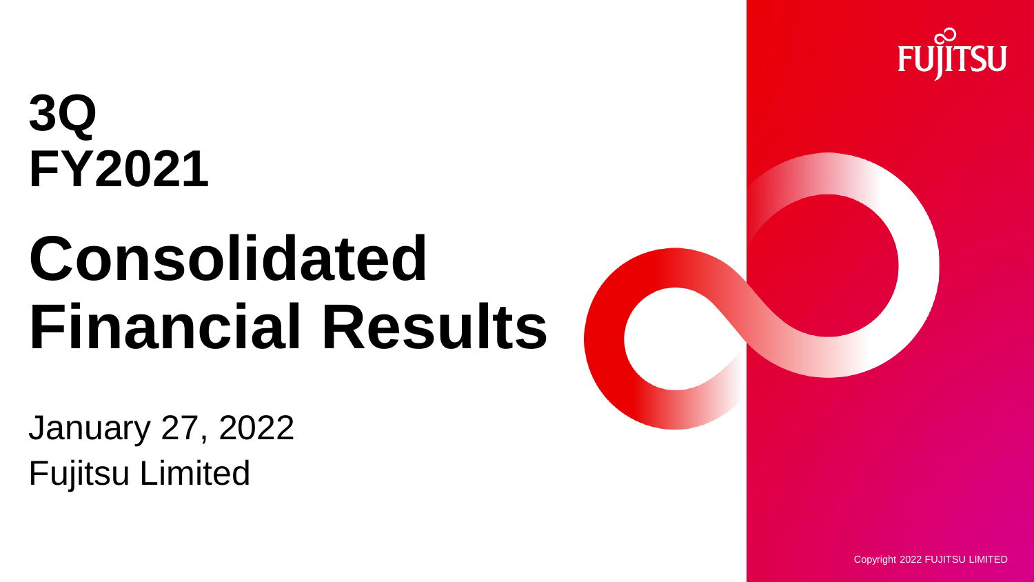# 3Q FY2021

# Consolidated Financial Results

January 27, 2022

Fujitsu Limited

Copyright 2022 FUJITSU LIMITED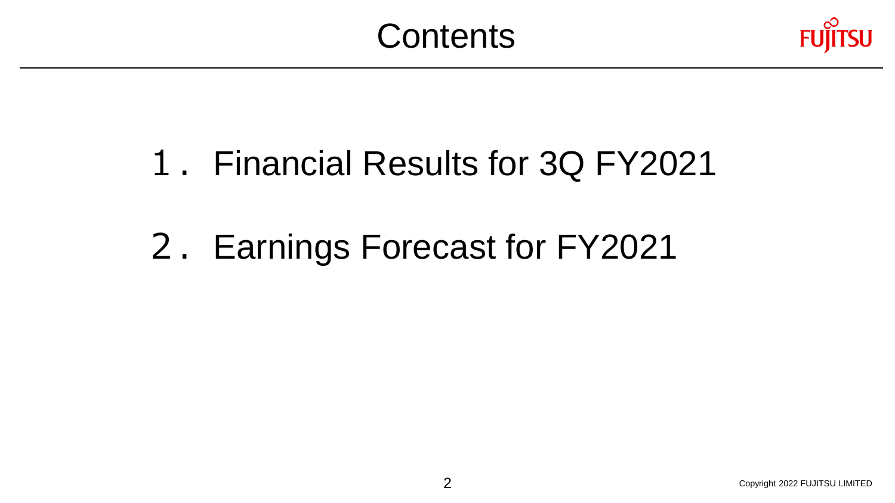# Contents

1. Financial Results for 3Q FY2021

2. Earnings Forecast for FY2021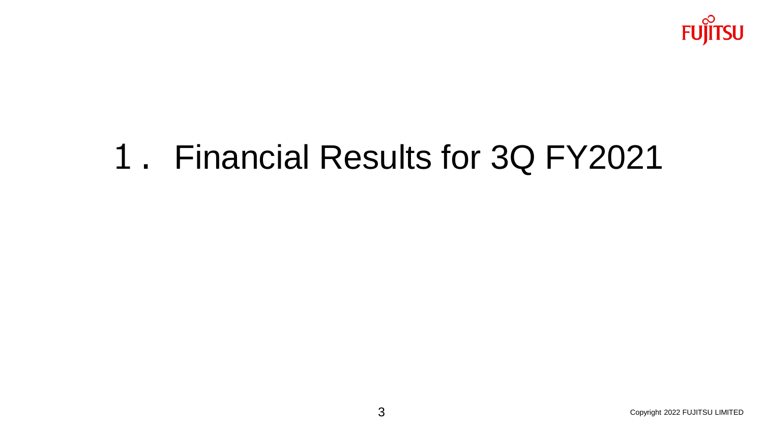# 1. Financial Results for 3Q FY2021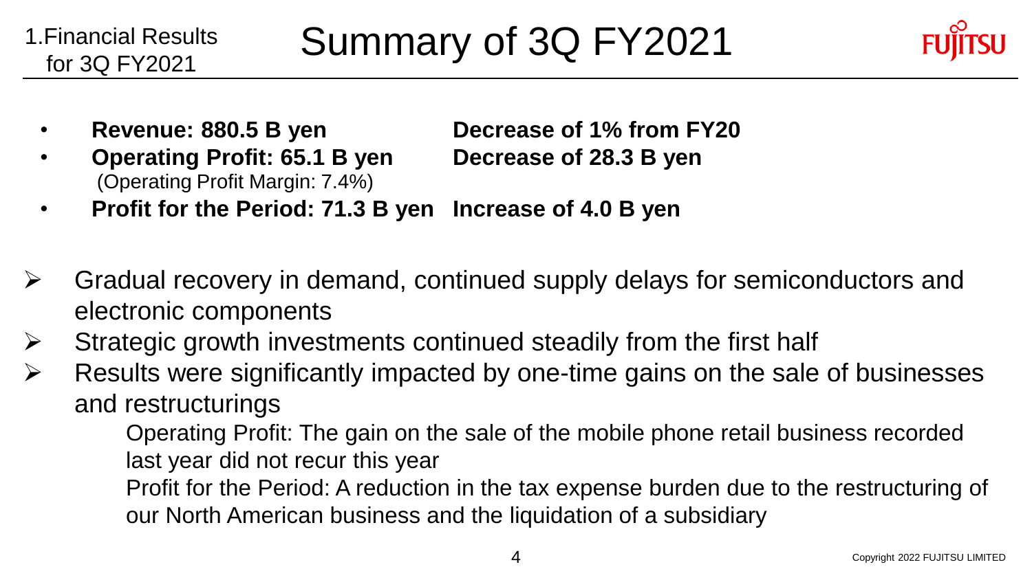1.Financial Results for 3Q FY2021

# Summary of 3Q FY2021

- **Revenue: 880.5 B yen** **Decrease of 1% from FY20**
- **Operating Profit: 65.1 B yen** **Decrease of 28.3 B yen**
  (Operating Profit Margin: 7.4%)
- **Profit for the Period: 71.3 B yen** **Increase of 4.0 B yen**

- Gradual recovery in demand, continued supply delays for semiconductors and electronic components
- Strategic growth investments continued steadily from the first half
- Results were significantly impacted by one-time gains on the sale of businesses and restructurings

  Operating Profit: The gain on the sale of the mobile phone retail business recorded last year did not recur this year

  Profit for the Period: A reduction in the tax expense burden due to the restructuring of our North American business and the liquidation of a subsidiary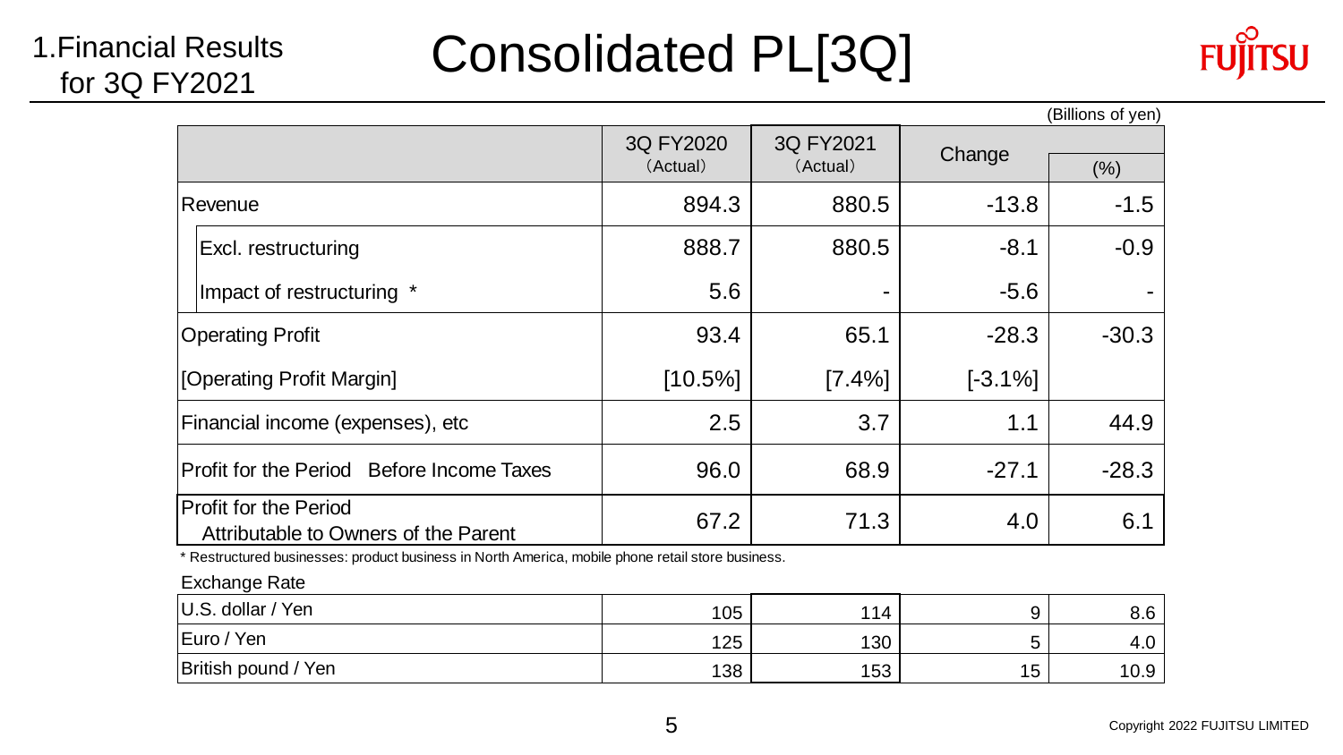1.Financial Results for 3Q FY2021

# Consolidated PL[3Q]

(Billions of yen)

| | 3Q FY2020 (Actual) | 3Q FY2021 (Actual) | Change | (%) |
|---|---|---|---|---|
| Revenue | 894.3 | 880.5 | -13.8 | -1.5 |
| Excl. restructuring | 888.7 | 880.5 | -8.1 | -0.9 |
| Impact of restructuring * | 5.6 | - | -5.6 | - |
| Operating Profit | 93.4 | 65.1 | -28.3 | -30.3 |
| [Operating Profit Margin] | [10.5%] | [7.4%] | [-3.1%] | |
| Financial income (expenses), etc | 2.5 | 3.7 | 1.1 | 44.9 |
| Profit for the Period Before Income Taxes | 96.0 | 68.9 | -27.1 | -28.3 |
| Profit for the Period Attributable to Owners of the Parent | 67.2 | 71.3 | 4.0 | 6.1 |

* Restructured businesses: product business in North America, mobile phone retail store business.

Exchange Rate

| | 3Q FY2020 (Actual) | 3Q FY2021 (Actual) | Change | (%) |
|---|---|---|---|---|
| U.S. dollar / Yen | 105 | 114 | 9 | 8.6 |
| Euro / Yen | 125 | 130 | 5 | 4.0 |
| British pound / Yen | 138 | 153 | 15 | 10.9 |

Copyright 2022 FUJITSU LIMITED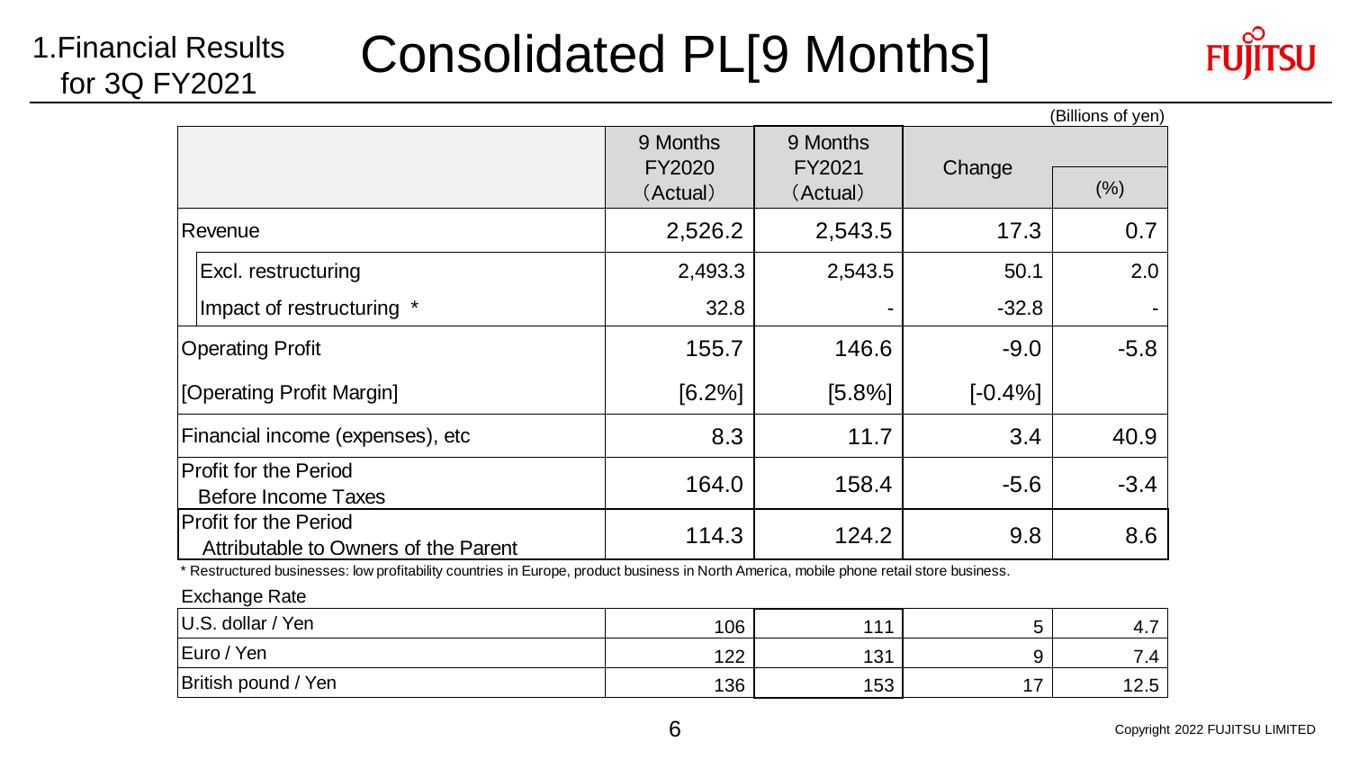1.Financial Results for 3Q FY2021

# Consolidated PL[9 Months]

(Billions of yen)

| | 9 Months FY2020 (Actual) | 9 Months FY2021 (Actual) | Change | (%) |
|---|---|---|---|---|
| Revenue | 2,526.2 | 2,543.5 | 17.3 | 0.7 |
| Excl. restructuring | 2,493.3 | 2,543.5 | 50.1 | 2.0 |
| Impact of restructuring * | 32.8 | - | -32.8 | - |
| Operating Profit | 155.7 | 146.6 | -9.0 | -5.8 |
| [Operating Profit Margin] | [6.2%] | [5.8%] | [-0.4%] | |
| Financial income (expenses), etc | 8.3 | 11.7 | 3.4 | 40.9 |
| Profit for the Period Before Income Taxes | 164.0 | 158.4 | -5.6 | -3.4 |
| Profit for the Period Attributable to Owners of the Parent | 114.3 | 124.2 | 9.8 | 8.6 |

* Restructured businesses: low profitability countries in Europe, product business in North America, mobile phone retail store business.

Exchange Rate

| | | | | |
|---|---|---|---|---|
| U.S. dollar / Yen | 106 | 111 | 5 | 4.7 |
| Euro / Yen | 122 | 131 | 9 | 7.4 |
| British pound / Yen | 136 | 153 | 17 | 12.5 |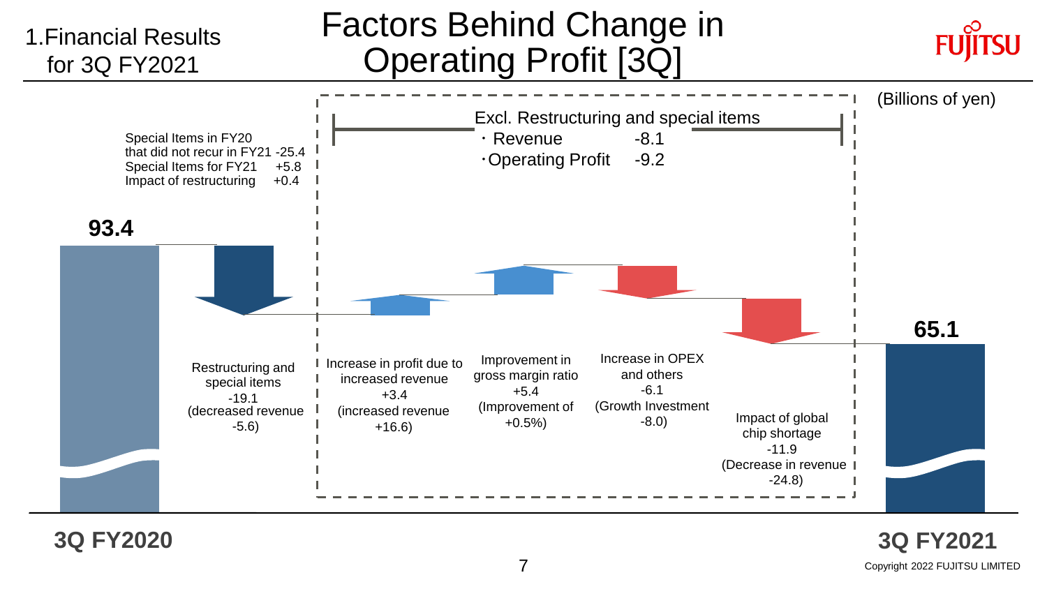# Factors Behind Change in Operating Profit [3Q]

1.Financial Results for 3Q FY2021

(Billions of yen)

Special Items in FY20 that did not recur in FY21 -25.4
Special Items for FY21 +5.8
Impact of restructuring +0.4

Excl. Restructuring and special items
・Revenue -8.1
・Operating Profit -9.2

**93.4**

**3Q FY2020**

Restructuring and special items
-19.1
(decreased revenue -5.6)

Increase in profit due to increased revenue
+3.4
(increased revenue +16.6)

Improvement in gross margin ratio
+5.4
(Improvement of +0.5%)

Increase in OPEX and others
-6.1
(Growth Investment -8.0)

Impact of global chip shortage
-11.9
(Decrease in revenue -24.8)

**65.1**

**3Q FY2021**

Copyright 2022 FUJITSU LIMITED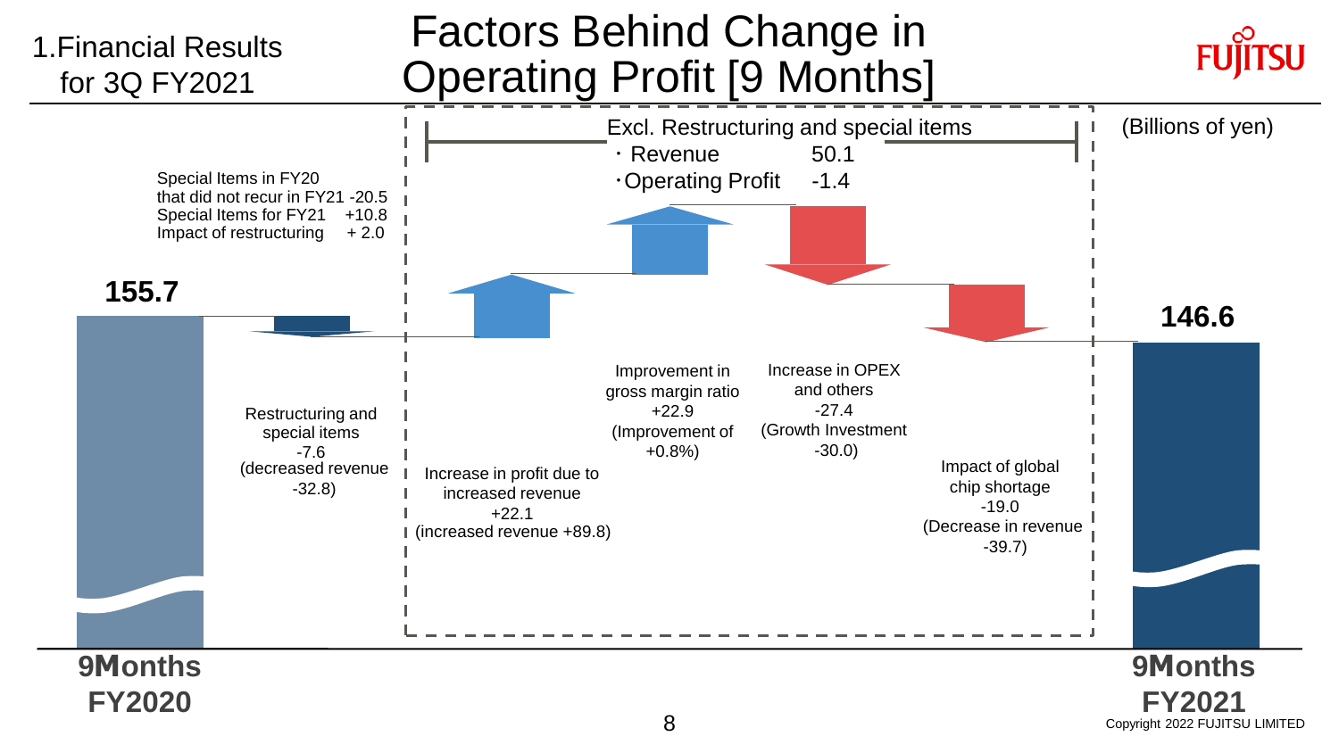1.Financial Results for 3Q FY2021

# Factors Behind Change in Operating Profit [9 Months]

(Billions of yen)

Excl. Restructuring and special items
- Revenue 50.1
- Operating Profit -1.4

Special Items in FY20 that did not recur in FY21 -20.5
Special Items for FY21 +10.8
Impact of restructuring + 2.0

**155.7**

Restructuring and special items
-7.6
(decreased revenue -32.8)

Increase in profit due to increased revenue
+22.1
(increased revenue +89.8)

Improvement in gross margin ratio
+22.9
(Improvement of +0.8%)

Increase in OPEX and others
-27.4
(Growth Investment -30.0)

Impact of global chip shortage
-19.0
(Decrease in revenue -39.7)

**146.6**

**9Months FY2020**

**9Months FY2021**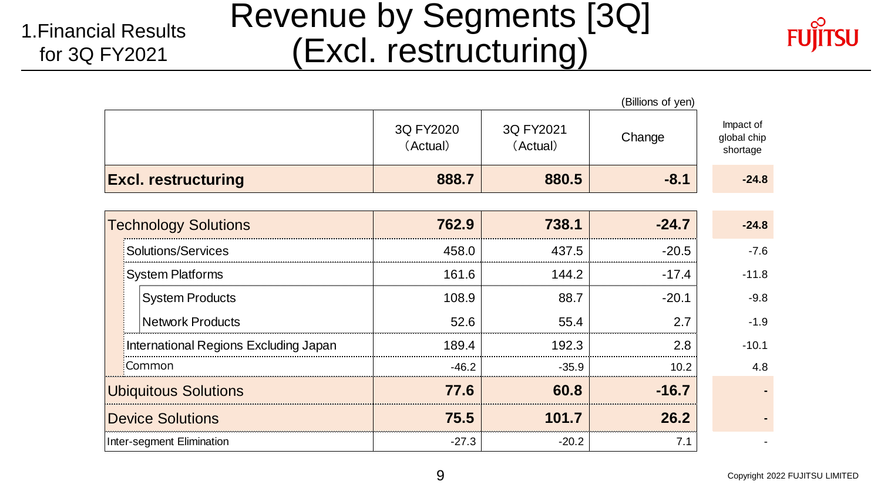1.Financial Results for 3Q FY2021

# Revenue by Segments [3Q] (Excl. restructuring)

(Billions of yen)

| | 3Q FY2020 (Actual) | 3Q FY2021 (Actual) | Change | Impact of global chip shortage |
|---|---|---|---|---|
| **Excl. restructuring** | **888.7** | **880.5** | **-8.1** | **-24.8** |
| Technology Solutions | **762.9** | **738.1** | **-24.7** | **-24.8** |
| Solutions/Services | 458.0 | 437.5 | -20.5 | -7.6 |
| System Platforms | 161.6 | 144.2 | -17.4 | -11.8 |
| System Products | 108.9 | 88.7 | -20.1 | -9.8 |
| Network Products | 52.6 | 55.4 | 2.7 | -1.9 |
| International Regions Excluding Japan | 189.4 | 192.3 | 2.8 | -10.1 |
| Common | -46.2 | -35.9 | 10.2 | 4.8 |
| Ubiquitous Solutions | **77.6** | **60.8** | **-16.7** | - |
| Device Solutions | **75.5** | **101.7** | **26.2** | - |
| Inter-segment Elimination | -27.3 | -20.2 | 7.1 | - |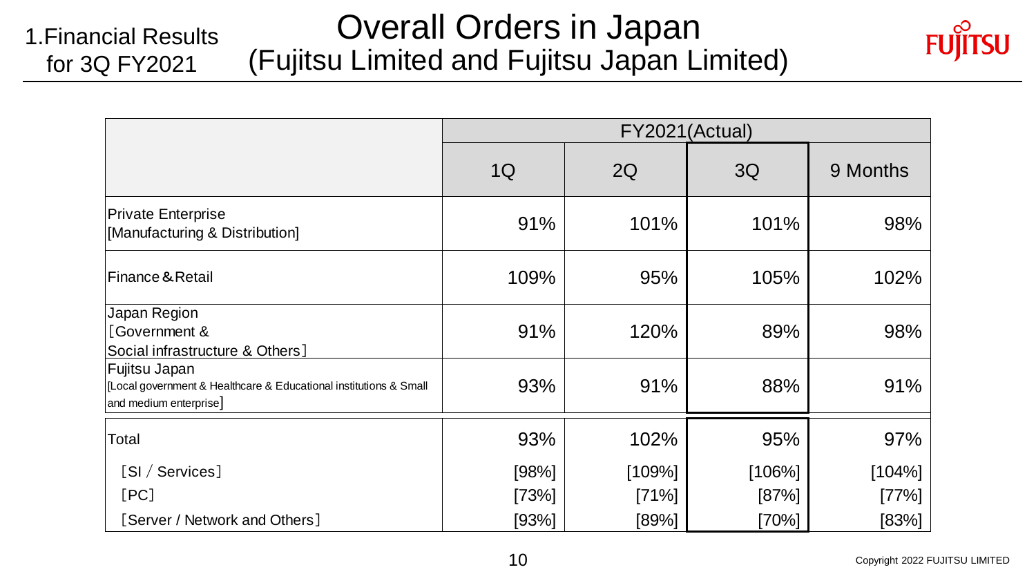1.Financial Results for 3Q FY2021

# Overall Orders in Japan (Fujitsu Limited and Fujitsu Japan Limited)

| | FY2021(Actual) | | | |
|---|---|---|---|---|
| | 1Q | 2Q | 3Q | 9 Months |
| Private Enterprise [Manufacturing & Distribution] | 91% | 101% | 101% | 98% |
| Finance＆Retail | 109% | 95% | 105% | 102% |
| Japan Region ［Government & Social infrastructure & Others］ | 91% | 120% | 89% | 98% |
| Fujitsu Japan [Local government & Healthcare & Educational institutions & Small and medium enterprise] | 93% | 91% | 88% | 91% |
| Total | 93% | 102% | 95% | 97% |
| ［SI / Services］ | [98%] | [109%] | [106%] | [104%] |
| ［PC］ | [73%] | [71%] | [87%] | [77%] |
| ［Server / Network and Others］ | [93%] | [89%] | [70%] | [83%] |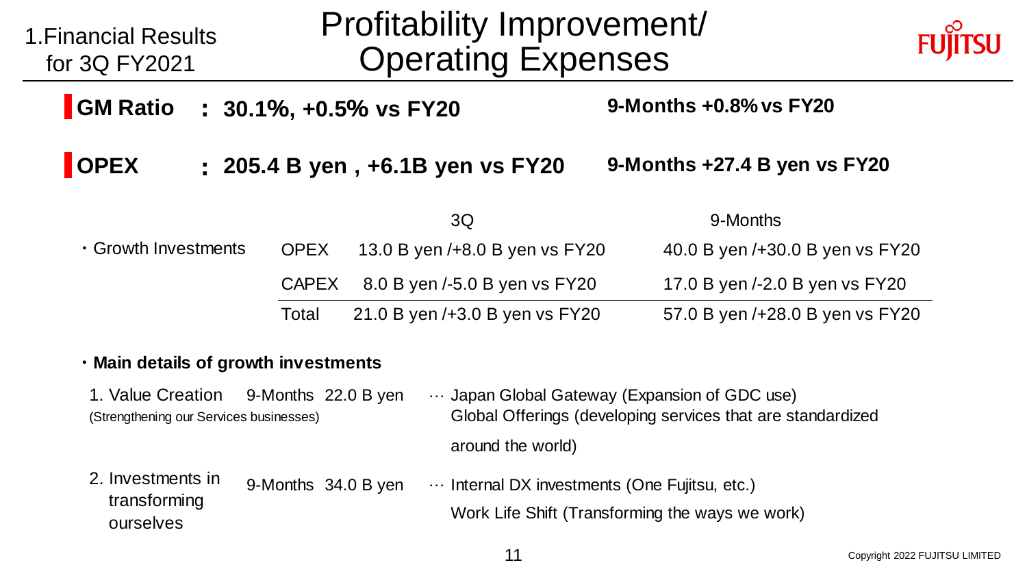1.Financial Results for 3Q FY2021

# Profitability Improvement/ Operating Expenses

**GM Ratio : 30.1%, +0.5% vs FY20** — **9-Months +0.8% vs FY20**

**OPEX : 205.4 B yen , +6.1B yen vs FY20** — **9-Months +27.4 B yen vs FY20**

| | | 3Q | 9-Months |
|---|---|---|---|
| ・Growth Investments | OPEX | 13.0 B yen /+8.0 B yen vs FY20 | 40.0 B yen /+30.0 B yen vs FY20 |
| | CAPEX | 8.0 B yen /-5.0 B yen vs FY20 | 17.0 B yen /-2.0 B yen vs FY20 |
| | Total | 21.0 B yen /+3.0 B yen vs FY20 | 57.0 B yen /+28.0 B yen vs FY20 |

**・Main details of growth investments**

1. Value Creation (Strengthening our Services businesses) — 9-Months 22.0 B yen … Japan Global Gateway (Expansion of GDC use)
   Global Offerings (developing services that are standardized around the world)

2. Investments in transforming ourselves — 9-Months 34.0 B yen … Internal DX investments (One Fujitsu, etc.)
   Work Life Shift (Transforming the ways we work)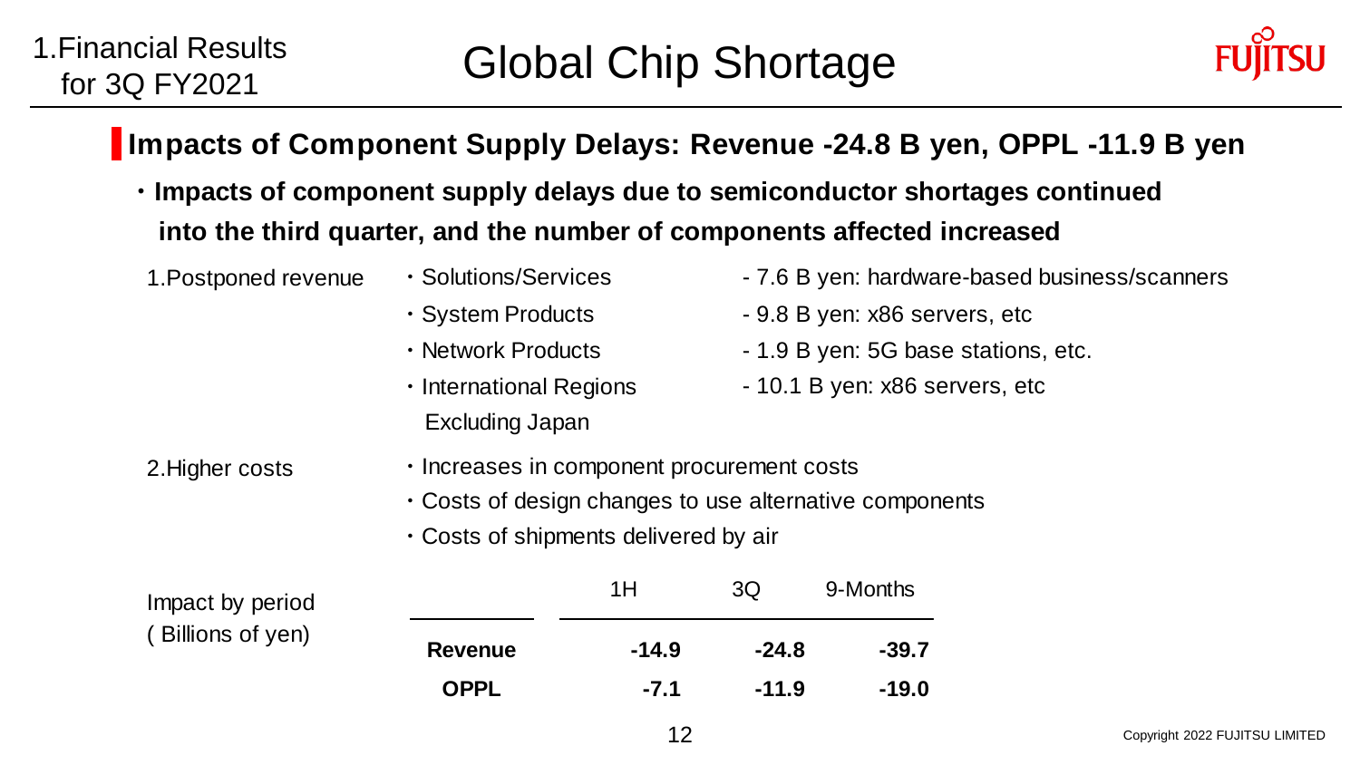# Global Chip Shortage

1.Financial Results for 3Q FY2021

## Impacts of Component Supply Delays: Revenue -24.8 B yen, OPPL -11.9 B yen

- **Impacts of component supply delays due to semiconductor shortages continued into the third quarter, and the number of components affected increased**

1.Postponed revenue

- Solutions/Services - 7.6 B yen: hardware-based business/scanners
- System Products - 9.8 B yen: x86 servers, etc
- Network Products - 1.9 B yen: 5G base stations, etc.
- International Regions Excluding Japan - 10.1 B yen: x86 servers, etc

2.Higher costs

- Increases in component procurement costs
- Costs of design changes to use alternative components
- Costs of shipments delivered by air

Impact by period (Billions of yen)

| | 1H | 3Q | 9-Months |
|---|---|---|---|
| **Revenue** | **-14.9** | **-24.8** | **-39.7** |
| **OPPL** | **-7.1** | **-11.9** | **-19.0** |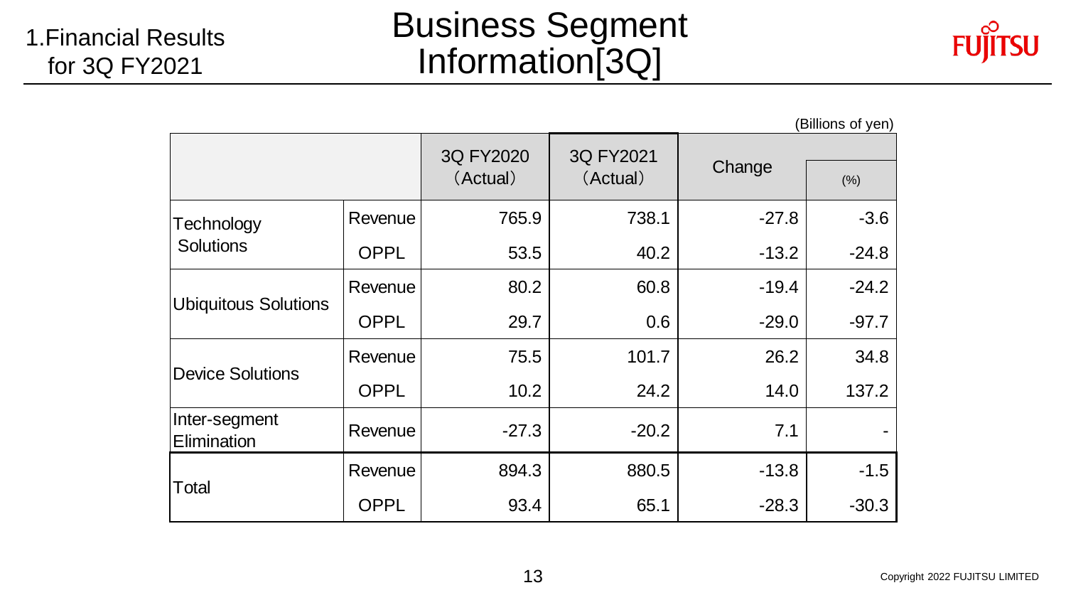1.Financial Results for 3Q FY2021

# Business Segment Information[3Q]

(Billions of yen)

| | | 3Q FY2020 (Actual) | 3Q FY2021 (Actual) | Change | (%) |
|---|---|---|---|---|---|
| Technology Solutions | Revenue | 765.9 | 738.1 | -27.8 | -3.6 |
| | OPPL | 53.5 | 40.2 | -13.2 | -24.8 |
| Ubiquitous Solutions | Revenue | 80.2 | 60.8 | -19.4 | -24.2 |
| | OPPL | 29.7 | 0.6 | -29.0 | -97.7 |
| Device Solutions | Revenue | 75.5 | 101.7 | 26.2 | 34.8 |
| | OPPL | 10.2 | 24.2 | 14.0 | 137.2 |
| Inter-segment Elimination | Revenue | -27.3 | -20.2 | 7.1 | - |
| Total | Revenue | 894.3 | 880.5 | -13.8 | -1.5 |
| | OPPL | 93.4 | 65.1 | -28.3 | -30.3 |

Copyright 2022 FUJITSU LIMITED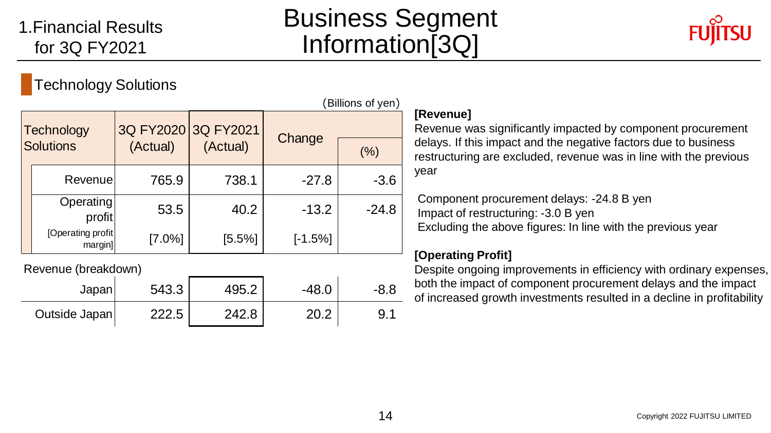# 1.Financial Results for 3Q FY2021

# Business Segment Information[3Q]

## Technology Solutions

(Billions of yen)

| Technology Solutions | 3Q FY2020 (Actual) | 3Q FY2021 (Actual) | Change | |
|---|---|---|---|---|
| | | | | (%) |
| Revenue | 765.9 | 738.1 | -27.8 | -3.6 |
| Operating profit | 53.5 | 40.2 | -13.2 | -24.8 |
| [Operating profit margin] | [7.0%] | [5.5%] | [-1.5%] | |
| Revenue (breakdown) | | | | |
| Japan | 543.3 | 495.2 | -48.0 | -8.8 |
| Outside Japan | 222.5 | 242.8 | 20.2 | 9.1 |

**[Revenue]**

Revenue was significantly impacted by component procurement delays. If this impact and the negative factors due to business restructuring are excluded, revenue was in line with the previous year

Component procurement delays: -24.8 B yen
Impact of restructuring: -3.0 B yen
Excluding the above figures: In line with the previous year

**[Operating Profit]**

Despite ongoing improvements in efficiency with ordinary expenses, both the impact of component procurement delays and the impact of increased growth investments resulted in a decline in profitability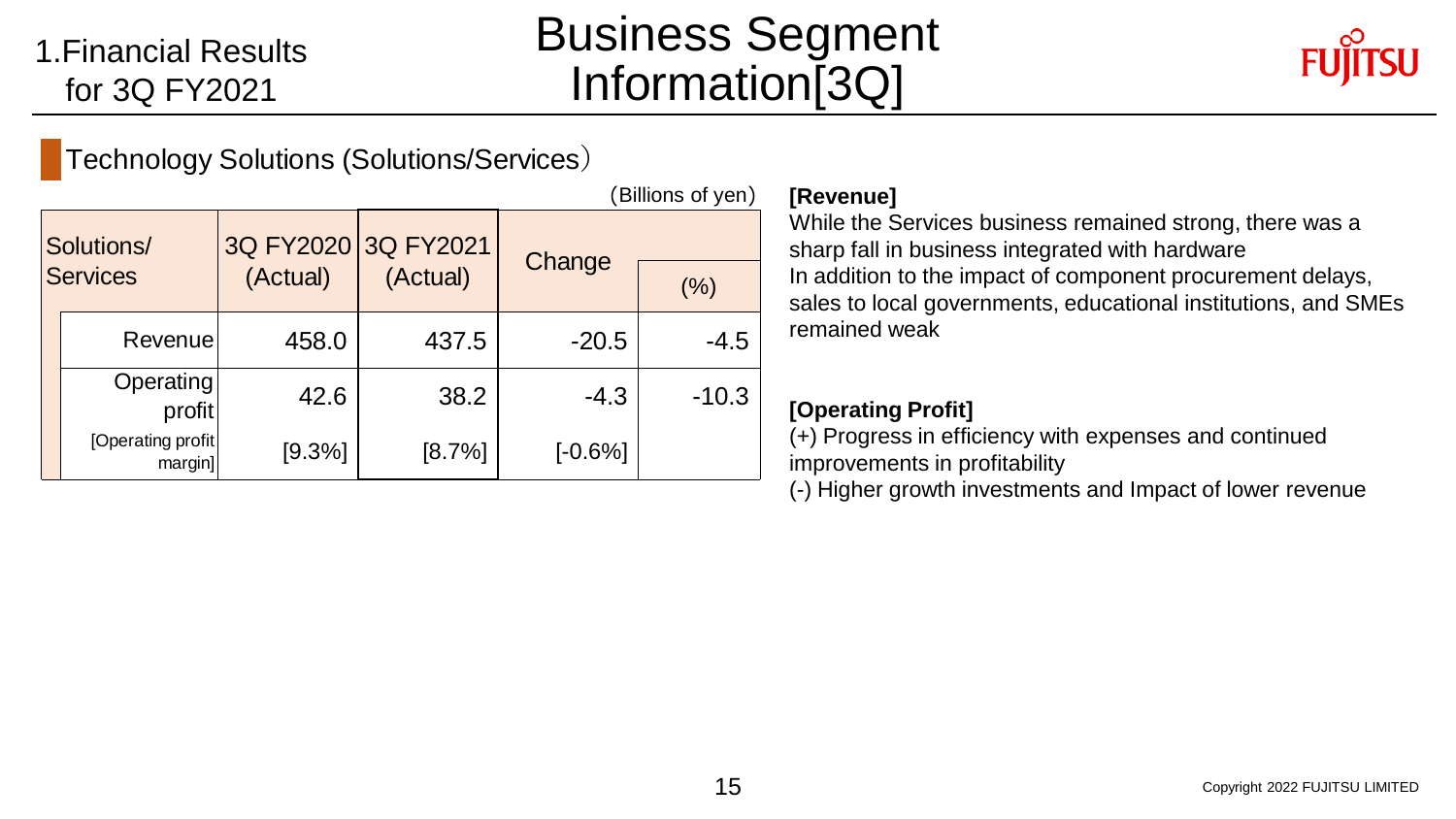# 1.Financial Results for 3Q FY2021

# Business Segment Information[3Q]

## Technology Solutions (Solutions/Services）

（Billions of yen）

| Solutions/ Services | 3Q FY2020 (Actual) | 3Q FY2021 (Actual) | Change | (%) |
|---|---|---|---|---|
| Revenue | 458.0 | 437.5 | -20.5 | -4.5 |
| Operating profit | 42.6 | 38.2 | -4.3 | -10.3 |
| [Operating profit margin] | [9.3%] | [8.7%] | [-0.6%] | |

**[Revenue]**

While the Services business remained strong, there was a sharp fall in business integrated with hardware

In addition to the impact of component procurement delays, sales to local governments, educational institutions, and SMEs remained weak

**[Operating Profit]**

(+) Progress in efficiency with expenses and continued improvements in profitability

(-) Higher growth investments and Impact of lower revenue

Copyright 2022 FUJITSU LIMITED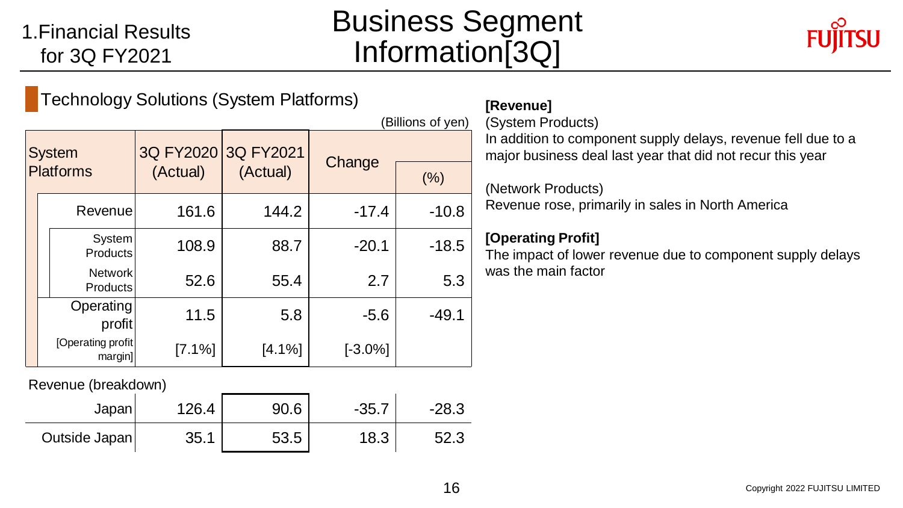1.Financial Results for 3Q FY2021

# Business Segment Information[3Q]

## Technology Solutions (System Platforms)

(Billions of yen)

| System Platforms | 3Q FY2020 (Actual) | 3Q FY2021 (Actual) | Change | (%) |
|---|---|---|---|---|
| Revenue | 161.6 | 144.2 | -17.4 | -10.8 |
| System Products | 108.9 | 88.7 | -20.1 | -18.5 |
| Network Products | 52.6 | 55.4 | 2.7 | 5.3 |
| Operating profit | 11.5 | 5.8 | -5.6 | -49.1 |
| [Operating profit margin] | [7.1%] | [4.1%] | [-3.0%] | |
| **Revenue (breakdown)** | | | | |
| Japan | 126.4 | 90.6 | -35.7 | -28.3 |
| Outside Japan | 35.1 | 53.5 | 18.3 | 52.3 |

**[Revenue]**

(System Products)
In addition to component supply delays, revenue fell due to a major business deal last year that did not recur this year

(Network Products)
Revenue rose, primarily in sales in North America

**[Operating Profit]**

The impact of lower revenue due to component supply delays was the main factor

Copyright 2022 FUJITSU LIMITED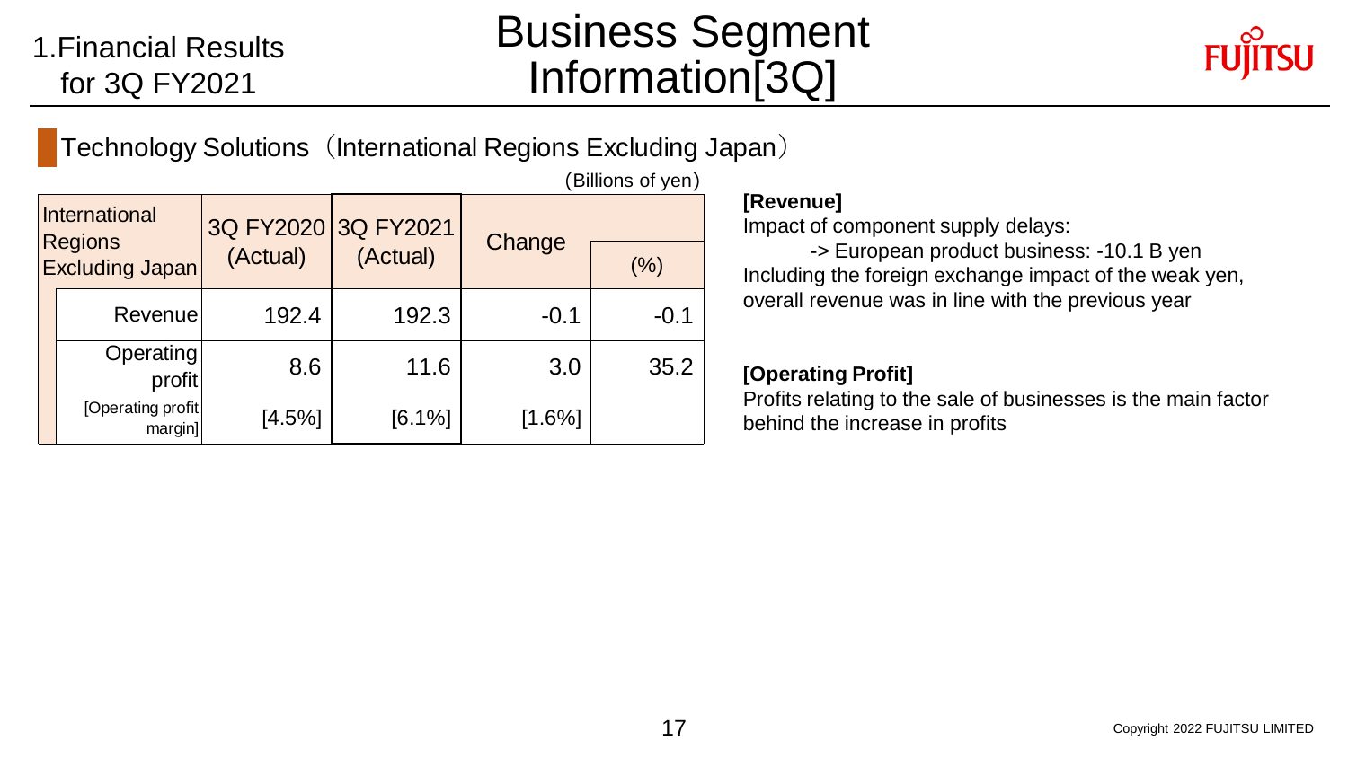1.Financial Results for 3Q FY2021

# Business Segment Information[3Q]

## Technology Solutions（International Regions Excluding Japan）

（Billions of yen）

| International Regions Excluding Japan | 3Q FY2020 (Actual) | 3Q FY2021 (Actual) | Change | (%) |
|---|---|---|---|---|
| Revenue | 192.4 | 192.3 | -0.1 | -0.1 |
| Operating profit | 8.6 | 11.6 | 3.0 | 35.2 |
| [Operating profit margin] | [4.5%] | [6.1%] | [1.6%] | |

**[Revenue]**

Impact of component supply delays:

-> European product business: -10.1 B yen

Including the foreign exchange impact of the weak yen, overall revenue was in line with the previous year

**[Operating Profit]**

Profits relating to the sale of businesses is the main factor behind the increase in profits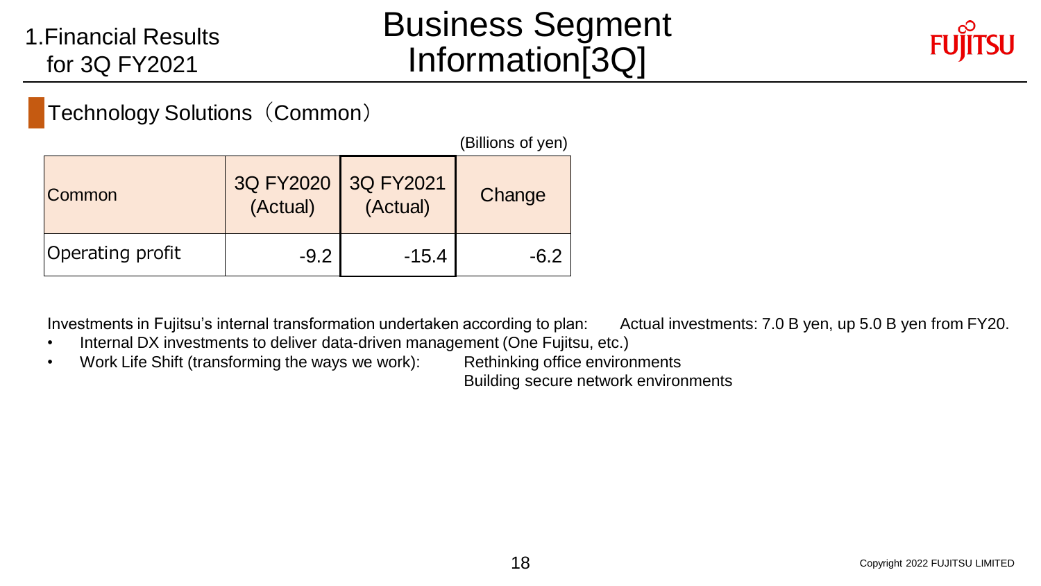1.Financial Results for 3Q FY2021

# Business Segment Information[3Q]

## Technology Solutions（Common）

(Billions of yen)

| Common | 3Q FY2020 (Actual) | 3Q FY2021 (Actual) | Change |
|---|---|---|---|
| Operating profit | -9.2 | -15.4 | -6.2 |

Investments in Fujitsu's internal transformation undertaken according to plan: Actual investments: 7.0 B yen, up 5.0 B yen from FY20.

- Internal DX investments to deliver data-driven management (One Fujitsu, etc.)
- Work Life Shift (transforming the ways we work): Rethinking office environments
  Building secure network environments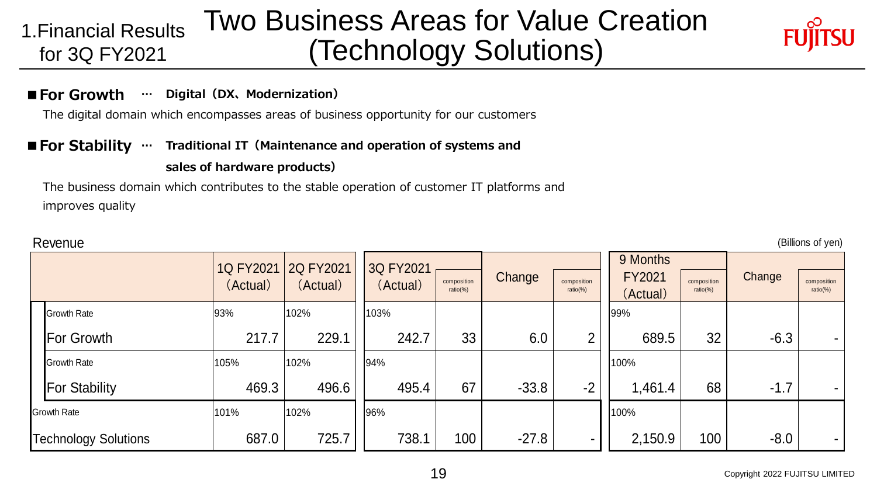1.Financial Results for 3Q FY2021

# Two Business Areas for Value Creation (Technology Solutions)

■ **For Growth** … **Digital（DX、Modernization）**

The digital domain which encompasses areas of business opportunity for our customers

■ **For Stability** … **Traditional IT（Maintenance and operation of systems and sales of hardware products）**

The business domain which contributes to the stable operation of customer IT platforms and improves quality

Revenue

(Billions of yen)

| | 1Q FY2021 (Actual) | 2Q FY2021 (Actual) | 3Q FY2021 (Actual) | composition ratio(%) | Change | composition ratio(%) | 9 Months FY2021 (Actual) | composition ratio(%) | Change | composition ratio(%) |
|---|---|---|---|---|---|---|---|---|---|---|
| Growth Rate | 93% | 102% | 103% | | | | 99% | | | |
| For Growth | 217.7 | 229.1 | 242.7 | 33 | 6.0 | 2 | 689.5 | 32 | -6.3 | - |
| Growth Rate | 105% | 102% | 94% | | | | 100% | | | |
| For Stability | 469.3 | 496.6 | 495.4 | 67 | -33.8 | -2 | 1,461.4 | 68 | -1.7 | - |
| Growth Rate | 101% | 102% | 96% | | | | 100% | | | |
| Technology Solutions | 687.0 | 725.7 | 738.1 | 100 | -27.8 | - | 2,150.9 | 100 | -8.0 | - |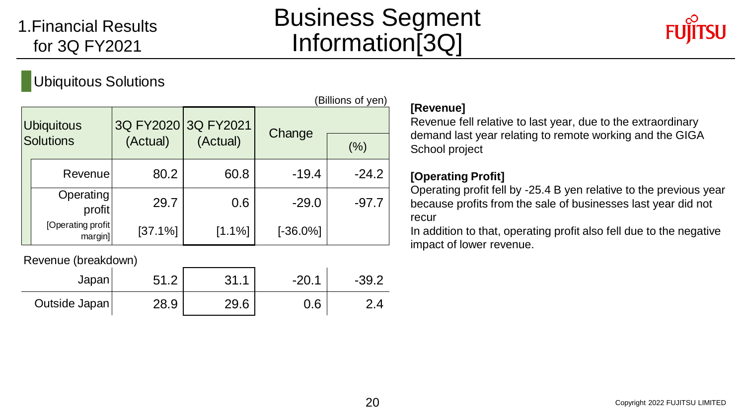1.Financial Results for 3Q FY2021

# Business Segment Information[3Q]

## Ubiquitous Solutions

(Billions of yen)

| Ubiquitous Solutions | 3Q FY2020 (Actual) | 3Q FY2021 (Actual) | Change | (%) |
|---|---|---|---|---|
| Revenue | 80.2 | 60.8 | -19.4 | -24.2 |
| Operating profit | 29.7 | 0.6 | -29.0 | -97.7 |
| [Operating profit margin] | [37.1%] | [1.1%] | [-36.0%] | |
| Revenue (breakdown) | | | | |
| Japan | 51.2 | 31.1 | -20.1 | -39.2 |
| Outside Japan | 28.9 | 29.6 | 0.6 | 2.4 |

**[Revenue]**

Revenue fell relative to last year, due to the extraordinary demand last year relating to remote working and the GIGA School project

**[Operating Profit]**

Operating profit fell by -25.4 B yen relative to the previous year because profits from the sale of businesses last year did not recur

In addition to that, operating profit also fell due to the negative impact of lower revenue.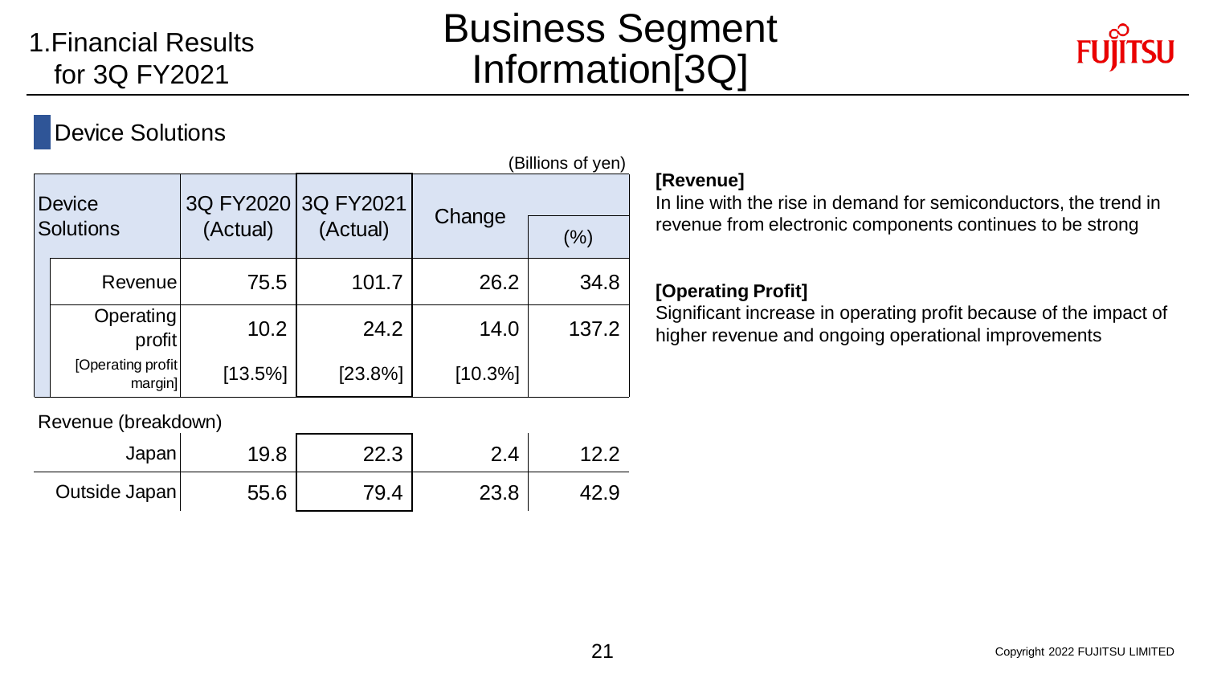# 1.Financial Results for 3Q FY2021

# Business Segment Information[3Q]

## Device Solutions

(Billions of yen)

| Device Solutions | 3Q FY2020 (Actual) | 3Q FY2021 (Actual) | Change | (%) |
|---|---|---|---|---|
| Revenue | 75.5 | 101.7 | 26.2 | 34.8 |
| Operating profit | 10.2 | 24.2 | 14.0 | 137.2 |
| [Operating profit margin] | [13.5%] | [23.8%] | [10.3%] | |
| Revenue (breakdown) | | | | |
| Japan | 19.8 | 22.3 | 2.4 | 12.2 |
| Outside Japan | 55.6 | 79.4 | 23.8 | 42.9 |

**[Revenue]**
In line with the rise in demand for semiconductors, the trend in revenue from electronic components continues to be strong

**[Operating Profit]**
Significant increase in operating profit because of the impact of higher revenue and ongoing operational improvements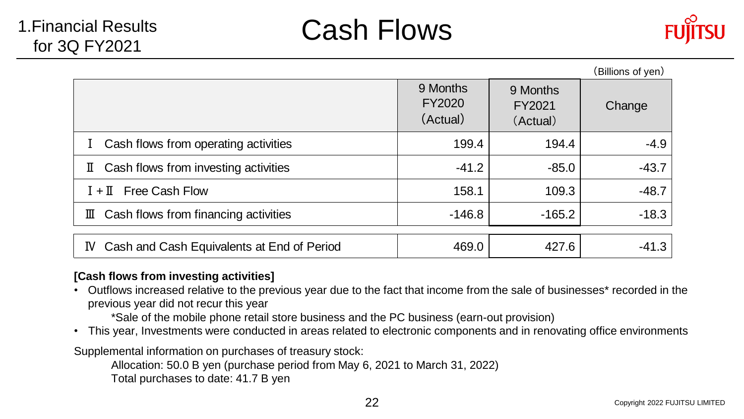1.Financial Results for 3Q FY2021

# Cash Flows

(Billions of yen)

| | 9 Months FY2020 (Actual) | 9 Months FY2021 (Actual) | Change |
|---|---|---|---|
| Ⅰ Cash flows from operating activities | 199.4 | 194.4 | -4.9 |
| Ⅱ Cash flows from investing activities | -41.2 | -85.0 | -43.7 |
| Ⅰ+Ⅱ Free Cash Flow | 158.1 | 109.3 | -48.7 |
| Ⅲ Cash flows from financing activities | -146.8 | -165.2 | -18.3 |
| Ⅳ Cash and Cash Equivalents at End of Period | 469.0 | 427.6 | -41.3 |

**[Cash flows from investing activities]**

- Outflows increased relative to the previous year due to the fact that income from the sale of businesses* recorded in the previous year did not recur this year
  
  *Sale of the mobile phone retail store business and the PC business (earn-out provision)
- This year, Investments were conducted in areas related to electronic components and in renovating office environments

Supplemental information on purchases of treasury stock:

Allocation: 50.0 B yen (purchase period from May 6, 2021 to March 31, 2022)

Total purchases to date: 41.7 B yen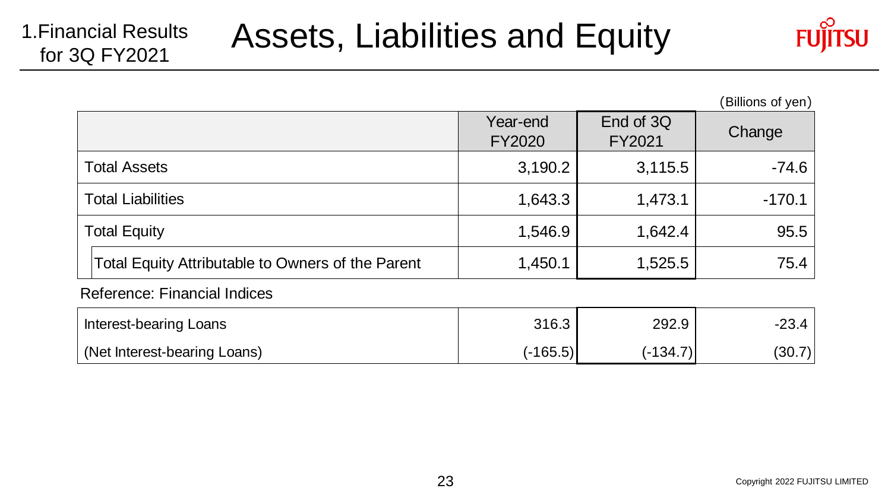1.Financial Results for 3Q FY2021

# Assets, Liabilities and Equity

(Billions of yen)

| | Year-end FY2020 | End of 3Q FY2021 | Change |
|---|---|---|---|
| Total Assets | 3,190.2 | 3,115.5 | -74.6 |
| Total Liabilities | 1,643.3 | 1,473.1 | -170.1 |
| Total Equity | 1,546.9 | 1,642.4 | 95.5 |
| Total Equity Attributable to Owners of the Parent | 1,450.1 | 1,525.5 | 75.4 |

Reference: Financial Indices

| | Year-end FY2020 | End of 3Q FY2021 | Change |
|---|---|---|---|
| Interest-bearing Loans | 316.3 | 292.9 | -23.4 |
| (Net Interest-bearing Loans) | (-165.5) | (-134.7) | (30.7) |

Copyright 2022 FUJITSU LIMITED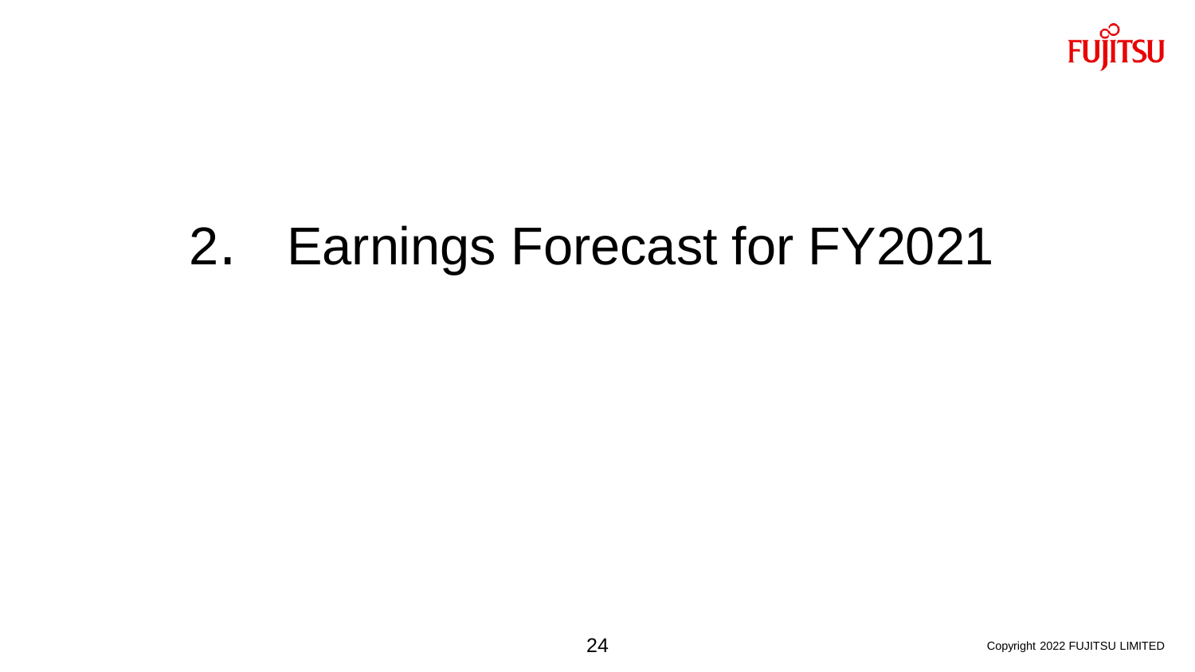# 2. Earnings Forecast for FY2021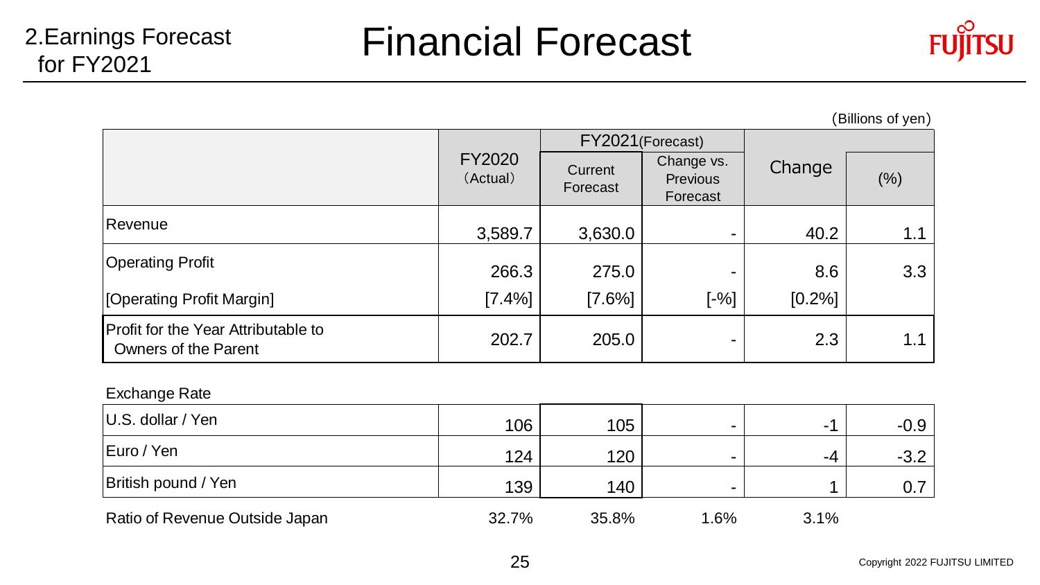2.Earnings Forecast for FY2021

# Financial Forecast

(Billions of yen)

| | FY2020 (Actual) | FY2021(Forecast) | | Change | (%) |
|---|---|---|---|---|---|
| | | Current Forecast | Change vs. Previous Forecast | | |
| Revenue | 3,589.7 | 3,630.0 | - | 40.2 | 1.1 |
| Operating Profit | 266.3 | 275.0 | - | 8.6 | 3.3 |
| [Operating Profit Margin] | [7.4%] | [7.6%] | [-%] | [0.2%] | |
| Profit for the Year Attributable to Owners of the Parent | 202.7 | 205.0 | - | 2.3 | 1.1 |
| **Exchange Rate** | | | | | |
| U.S. dollar / Yen | 106 | 105 | - | -1 | -0.9 |
| Euro / Yen | 124 | 120 | - | -4 | -3.2 |
| British pound / Yen | 139 | 140 | - | 1 | 0.7 |
| Ratio of Revenue Outside Japan | 32.7% | 35.8% | 1.6% | 3.1% | |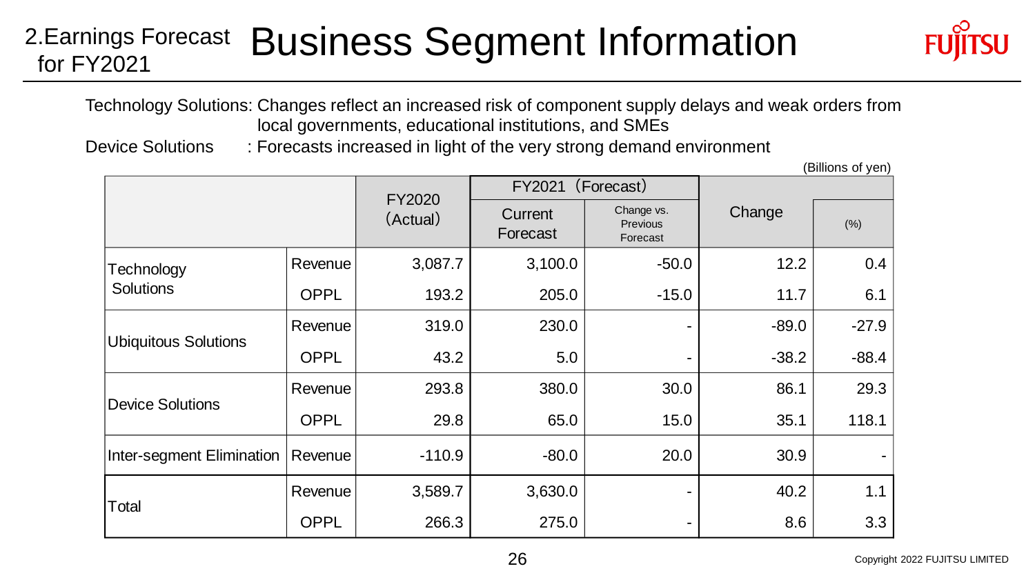# 2.Earnings Forecast for FY2021 Business Segment Information

Technology Solutions: Changes reflect an increased risk of component supply delays and weak orders from local governments, educational institutions, and SMEs

Device Solutions : Forecasts increased in light of the very strong demand environment

(Billions of yen)

| | | FY2020 (Actual) | FY2021 (Forecast) | | Change | |
|---|---|---|---|---|---|---|
| | | | Current Forecast | Change vs. Previous Forecast | | (%) |
| Technology Solutions | Revenue | 3,087.7 | 3,100.0 | -50.0 | 12.2 | 0.4 |
| | OPPL | 193.2 | 205.0 | -15.0 | 11.7 | 6.1 |
| Ubiquitous Solutions | Revenue | 319.0 | 230.0 | - | -89.0 | -27.9 |
| | OPPL | 43.2 | 5.0 | - | -38.2 | -88.4 |
| Device Solutions | Revenue | 293.8 | 380.0 | 30.0 | 86.1 | 29.3 |
| | OPPL | 29.8 | 65.0 | 15.0 | 35.1 | 118.1 |
| Inter-segment Elimination | Revenue | -110.9 | -80.0 | 20.0 | 30.9 | - |
| Total | Revenue | 3,589.7 | 3,630.0 | - | 40.2 | 1.1 |
| | OPPL | 266.3 | 275.0 | - | 8.6 | 3.3 |

Copyright 2022 FUJITSU LIMITED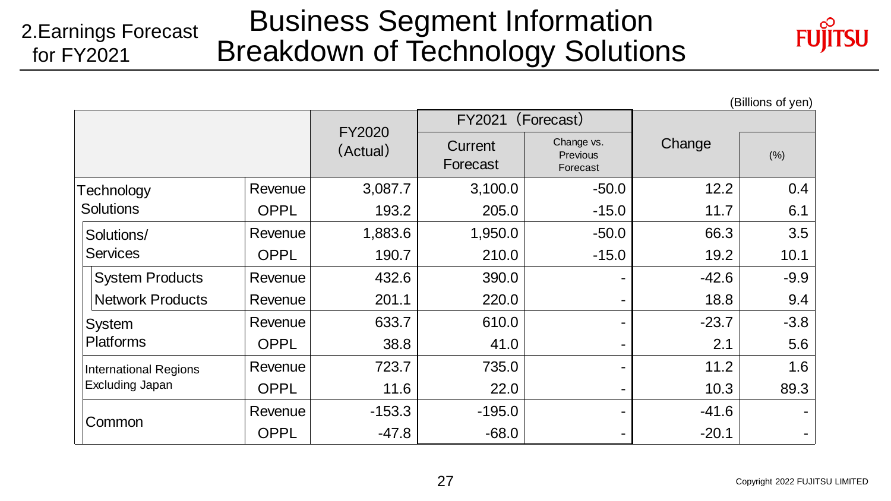2.Earnings Forecast for FY2021

# Business Segment Information Breakdown of Technology Solutions

(Billions of yen)

| | | FY2020 (Actual) | FY2021 (Forecast) | | Change | |
|---|---|---|---|---|---|---|
| | | | Current Forecast | Change vs. Previous Forecast | | (%) |
| Technology Solutions | Revenue | 3,087.7 | 3,100.0 | -50.0 | 12.2 | 0.4 |
| | OPPL | 193.2 | 205.0 | -15.0 | 11.7 | 6.1 |
| Solutions/ Services | Revenue | 1,883.6 | 1,950.0 | -50.0 | 66.3 | 3.5 |
| | OPPL | 190.7 | 210.0 | -15.0 | 19.2 | 10.1 |
| System Products | Revenue | 432.6 | 390.0 | - | -42.6 | -9.9 |
| Network Products | Revenue | 201.1 | 220.0 | - | 18.8 | 9.4 |
| System Platforms | Revenue | 633.7 | 610.0 | - | -23.7 | -3.8 |
| | OPPL | 38.8 | 41.0 | - | 2.1 | 5.6 |
| International Regions Excluding Japan | Revenue | 723.7 | 735.0 | - | 11.2 | 1.6 |
| | OPPL | 11.6 | 22.0 | - | 10.3 | 89.3 |
| Common | Revenue | -153.3 | -195.0 | - | -41.6 | - |
| | OPPL | -47.8 | -68.0 | - | -20.1 | - |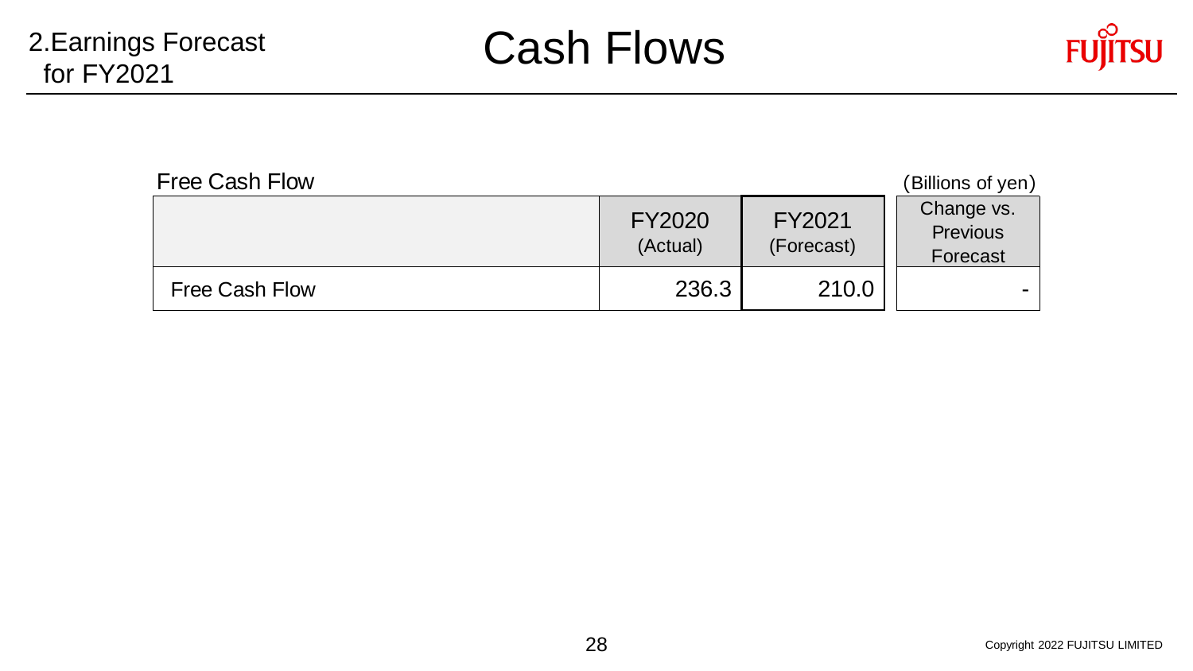2.Earnings Forecast for FY2021

# Cash Flows

Free Cash Flow (Billions of yen)

| | FY2020 (Actual) | FY2021 (Forecast) | Change vs. Previous Forecast |
|---|---|---|---|
| Free Cash Flow | 236.3 | 210.0 | - |

Copyright 2022 FUJITSU LIMITED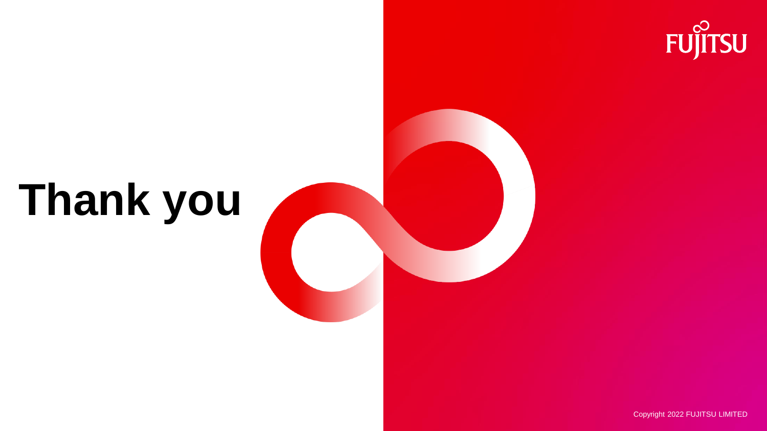# Thank you

FUJITSU

Copyright 2022 FUJITSU LIMITED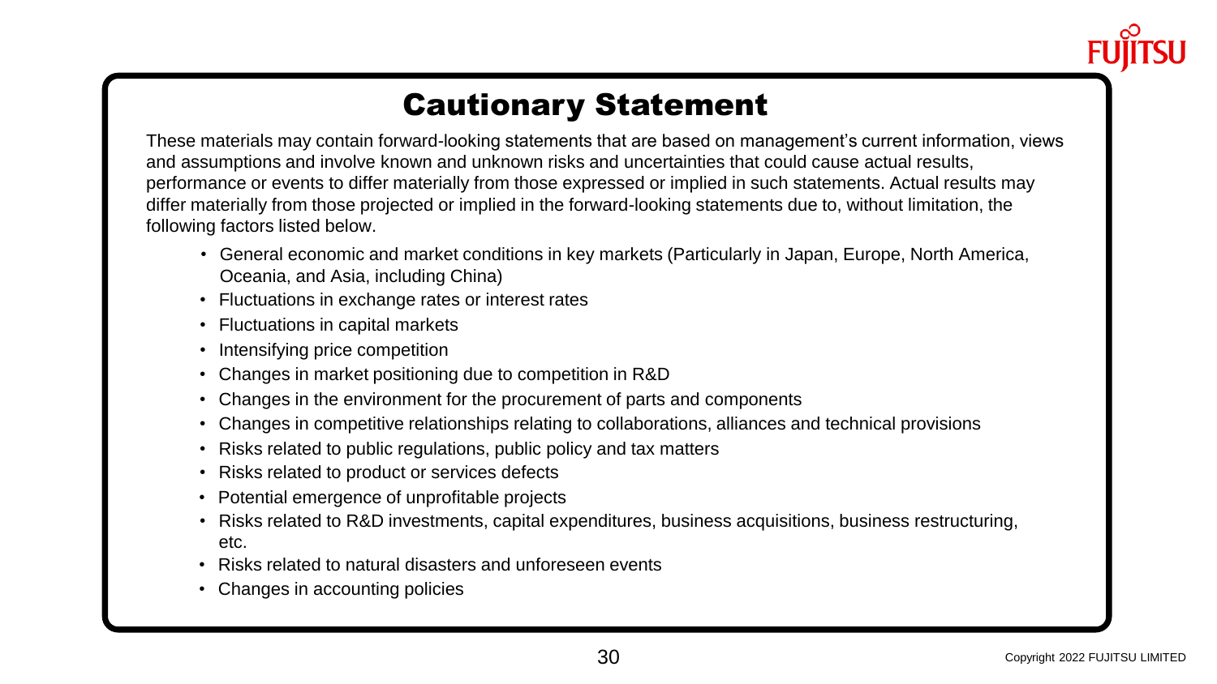# Cautionary Statement

These materials may contain forward-looking statements that are based on management's current information, views and assumptions and involve known and unknown risks and uncertainties that could cause actual results, performance or events to differ materially from those expressed or implied in such statements. Actual results may differ materially from those projected or implied in the forward-looking statements due to, without limitation, the following factors listed below.

- General economic and market conditions in key markets (Particularly in Japan, Europe, North America, Oceania, and Asia, including China)
- Fluctuations in exchange rates or interest rates
- Fluctuations in capital markets
- Intensifying price competition
- Changes in market positioning due to competition in R&D
- Changes in the environment for the procurement of parts and components
- Changes in competitive relationships relating to collaborations, alliances and technical provisions
- Risks related to public regulations, public policy and tax matters
- Risks related to product or services defects
- Potential emergence of unprofitable projects
- Risks related to R&D investments, capital expenditures, business acquisitions, business restructuring, etc.
- Risks related to natural disasters and unforeseen events
- Changes in accounting policies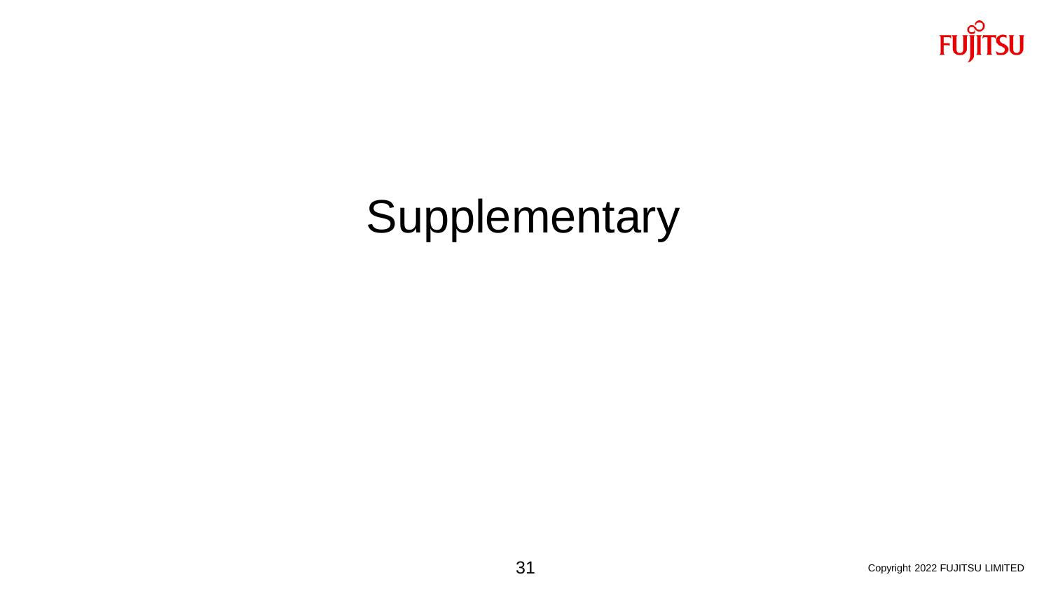# Supplementary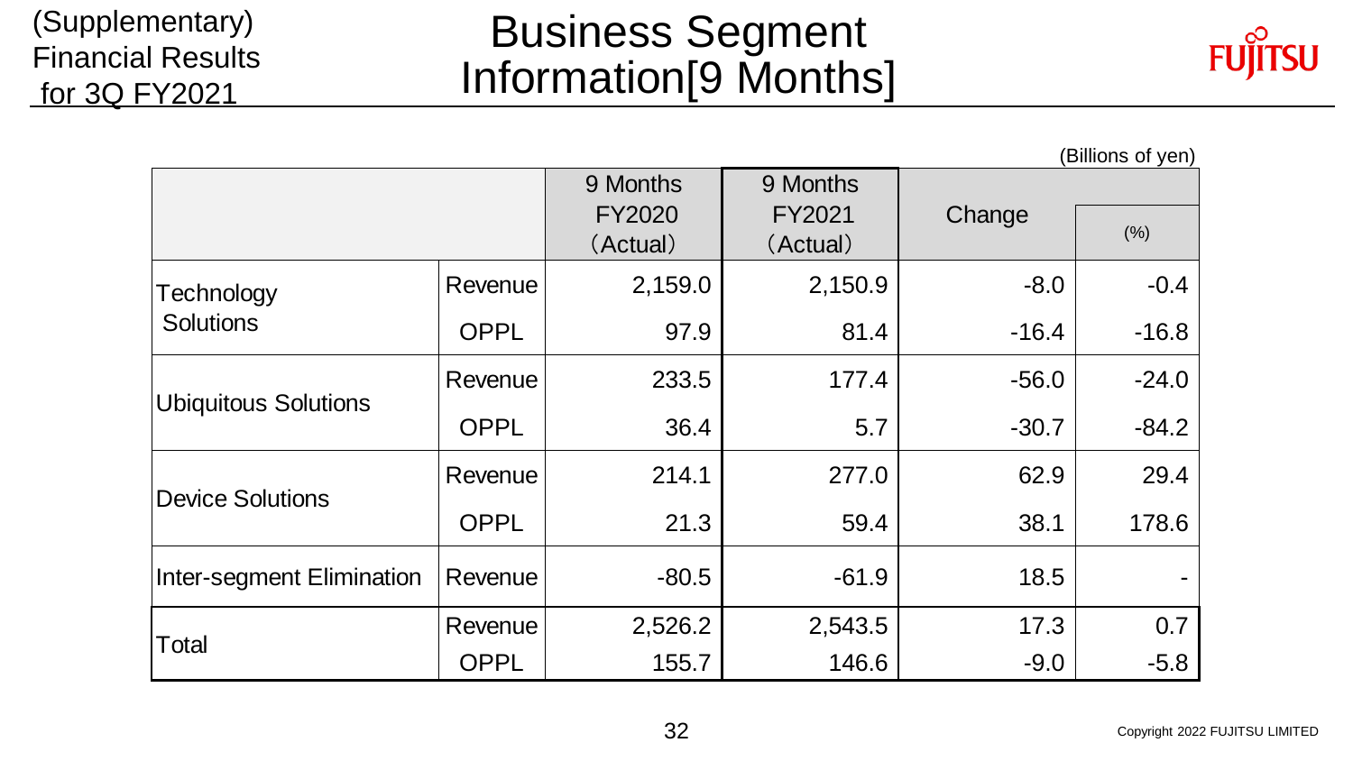(Supplementary) Financial Results for 3Q FY2021

# Business Segment Information[9 Months]

(Billions of yen)

| | | 9 Months FY2020 (Actual) | 9 Months FY2021 (Actual) | Change | (%) |
|---|---|---|---|---|---|
| Technology Solutions | Revenue | 2,159.0 | 2,150.9 | -8.0 | -0.4 |
| | OPPL | 97.9 | 81.4 | -16.4 | -16.8 |
| Ubiquitous Solutions | Revenue | 233.5 | 177.4 | -56.0 | -24.0 |
| | OPPL | 36.4 | 5.7 | -30.7 | -84.2 |
| Device Solutions | Revenue | 214.1 | 277.0 | 62.9 | 29.4 |
| | OPPL | 21.3 | 59.4 | 38.1 | 178.6 |
| Inter-segment Elimination | Revenue | -80.5 | -61.9 | 18.5 | - |
| Total | Revenue | 2,526.2 | 2,543.5 | 17.3 | 0.7 |
| | OPPL | 155.7 | 146.6 | -9.0 | -5.8 |

Copyright 2022 FUJITSU LIMITED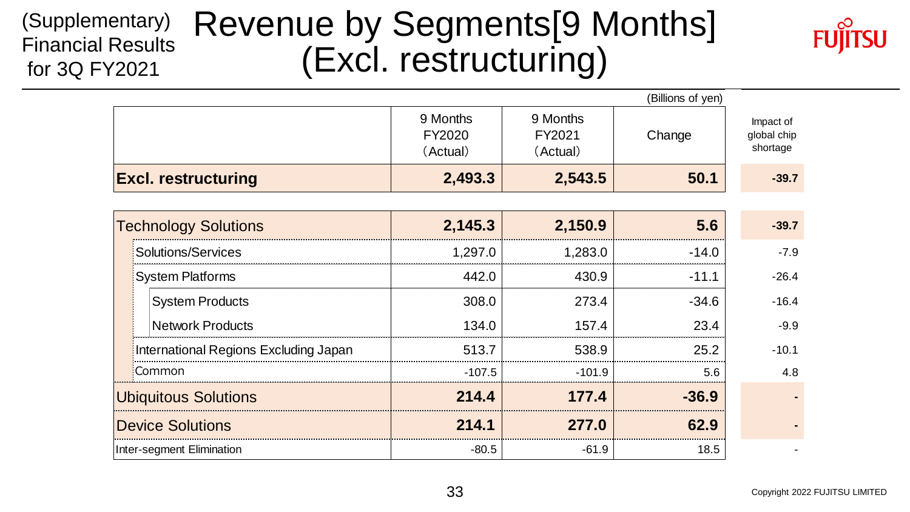(Supplementary) Financial Results for 3Q FY2021

# Revenue by Segments[9 Months] (Excl. restructuring)

(Billions of yen)

| | 9 Months FY2020 (Actual) | 9 Months FY2021 (Actual) | Change | Impact of global chip shortage |
|---|---|---|---|---|
| **Excl. restructuring** | **2,493.3** | **2,543.5** | **50.1** | **-39.7** |
| Technology Solutions | **2,145.3** | **2,150.9** | **5.6** | **-39.7** |
| Solutions/Services | 1,297.0 | 1,283.0 | -14.0 | -7.9 |
| System Platforms | 442.0 | 430.9 | -11.1 | -26.4 |
| System Products | 308.0 | 273.4 | -34.6 | -16.4 |
| Network Products | 134.0 | 157.4 | 23.4 | -9.9 |
| International Regions Excluding Japan | 513.7 | 538.9 | 25.2 | -10.1 |
| Common | -107.5 | -101.9 | 5.6 | 4.8 |
| Ubiquitous Solutions | **214.4** | **177.4** | **-36.9** | **-** |
| Device Solutions | **214.1** | **277.0** | **62.9** | **-** |
| Inter-segment Elimination | -80.5 | -61.9 | 18.5 | - |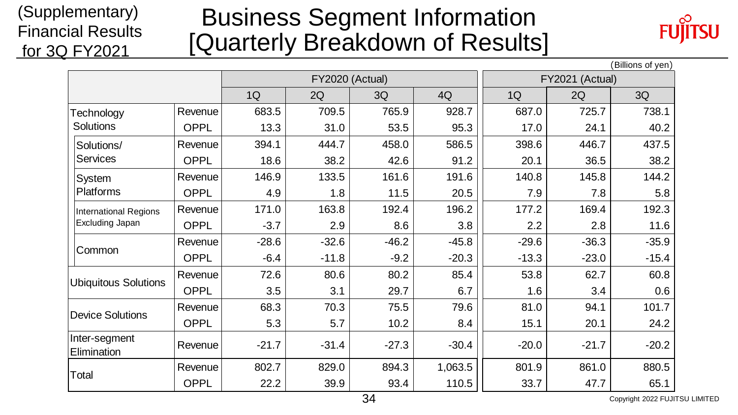(Supplementary) Financial Results for 3Q FY2021

# Business Segment Information [Quarterly Breakdown of Results]

(Billions of yen)

| | | FY2020 (Actual) | | | | FY2021 (Actual) | | |
|---|---|---|---|---|---|---|---|---|
| | | 1Q | 2Q | 3Q | 4Q | 1Q | 2Q | 3Q |
| Technology Solutions | Revenue | 683.5 | 709.5 | 765.9 | 928.7 | 687.0 | 725.7 | 738.1 |
| | OPPL | 13.3 | 31.0 | 53.5 | 95.3 | 17.0 | 24.1 | 40.2 |
| Solutions/ Services | Revenue | 394.1 | 444.7 | 458.0 | 586.5 | 398.6 | 446.7 | 437.5 |
| | OPPL | 18.6 | 38.2 | 42.6 | 91.2 | 20.1 | 36.5 | 38.2 |
| System Platforms | Revenue | 146.9 | 133.5 | 161.6 | 191.6 | 140.8 | 145.8 | 144.2 |
| | OPPL | 4.9 | 1.8 | 11.5 | 20.5 | 7.9 | 7.8 | 5.8 |
| International Regions Excluding Japan | Revenue | 171.0 | 163.8 | 192.4 | 196.2 | 177.2 | 169.4 | 192.3 |
| | OPPL | -3.7 | 2.9 | 8.6 | 3.8 | 2.2 | 2.8 | 11.6 |
| Common | Revenue | -28.6 | -32.6 | -46.2 | -45.8 | -29.6 | -36.3 | -35.9 |
| | OPPL | -6.4 | -11.8 | -9.2 | -20.3 | -13.3 | -23.0 | -15.4 |
| Ubiquitous Solutions | Revenue | 72.6 | 80.6 | 80.2 | 85.4 | 53.8 | 62.7 | 60.8 |
| | OPPL | 3.5 | 3.1 | 29.7 | 6.7 | 1.6 | 3.4 | 0.6 |
| Device Solutions | Revenue | 68.3 | 70.3 | 75.5 | 79.6 | 81.0 | 94.1 | 101.7 |
| | OPPL | 5.3 | 5.7 | 10.2 | 8.4 | 15.1 | 20.1 | 24.2 |
| Inter-segment Elimination | Revenue | -21.7 | -31.4 | -27.3 | -30.4 | -20.0 | -21.7 | -20.2 |
| Total | Revenue | 802.7 | 829.0 | 894.3 | 1,063.5 | 801.9 | 861.0 | 880.5 |
| | OPPL | 22.2 | 39.9 | 93.4 | 110.5 | 33.7 | 47.7 | 65.1 |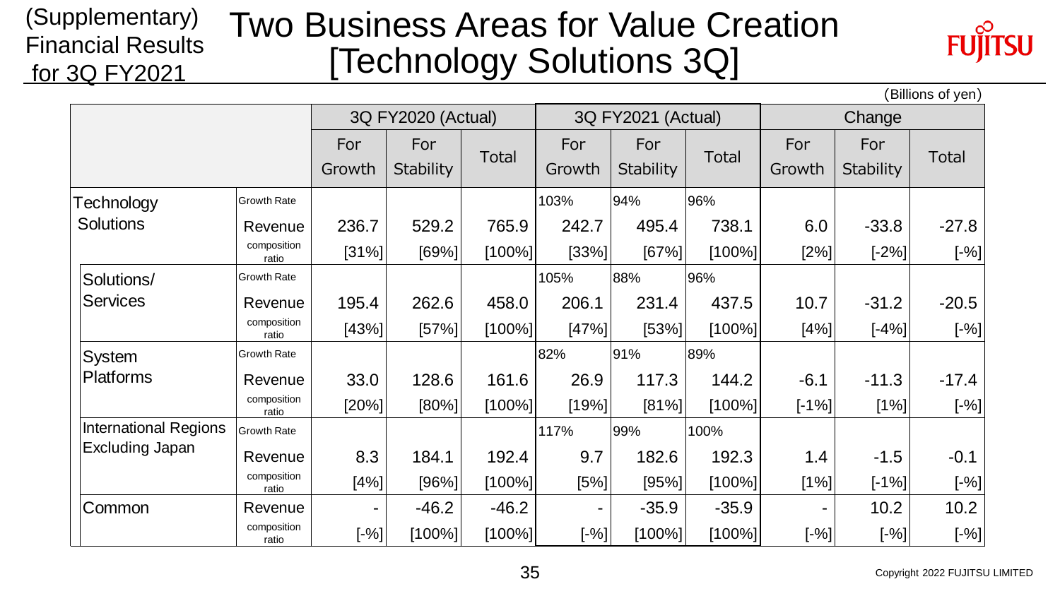(Supplementary) Financial Results for 3Q FY2021

# Two Business Areas for Value Creation [Technology Solutions 3Q]

(Billions of yen)

| | | 3Q FY2020 (Actual) | | | 3Q FY2021 (Actual) | | | Change | | |
|---|---|---|---|---|---|---|---|---|---|---|
| | | For Growth | For Stability | Total | For Growth | For Stability | Total | For Growth | For Stability | Total |
| Technology Solutions | Growth Rate | | | | 103% | 94% | 96% | | | |
| | Revenue | 236.7 | 529.2 | 765.9 | 242.7 | 495.4 | 738.1 | 6.0 | -33.8 | -27.8 |
| | composition ratio | [31%] | [69%] | [100%] | [33%] | [67%] | [100%] | [2%] | [-2%] | [-%] |
| Solutions/ Services | Growth Rate | | | | 105% | 88% | 96% | | | |
| | Revenue | 195.4 | 262.6 | 458.0 | 206.1 | 231.4 | 437.5 | 10.7 | -31.2 | -20.5 |
| | composition ratio | [43%] | [57%] | [100%] | [47%] | [53%] | [100%] | [4%] | [-4%] | [-%] |
| System Platforms | Growth Rate | | | | 82% | 91% | 89% | | | |
| | Revenue | 33.0 | 128.6 | 161.6 | 26.9 | 117.3 | 144.2 | -6.1 | -11.3 | -17.4 |
| | composition ratio | [20%] | [80%] | [100%] | [19%] | [81%] | [100%] | [-1%] | [1%] | [-%] |
| International Regions Excluding Japan | Growth Rate | | | | 117% | 99% | 100% | | | |
| | Revenue | 8.3 | 184.1 | 192.4 | 9.7 | 182.6 | 192.3 | 1.4 | -1.5 | -0.1 |
| | composition ratio | [4%] | [96%] | [100%] | [5%] | [95%] | [100%] | [1%] | [-1%] | [-%] |
| Common | Revenue | - | -46.2 | -46.2 | - | -35.9 | -35.9 | - | 10.2 | 10.2 |
| | composition ratio | [-%] | [100%] | [100%] | [-%] | [100%] | [100%] | [-%] | [-%] | [-%] |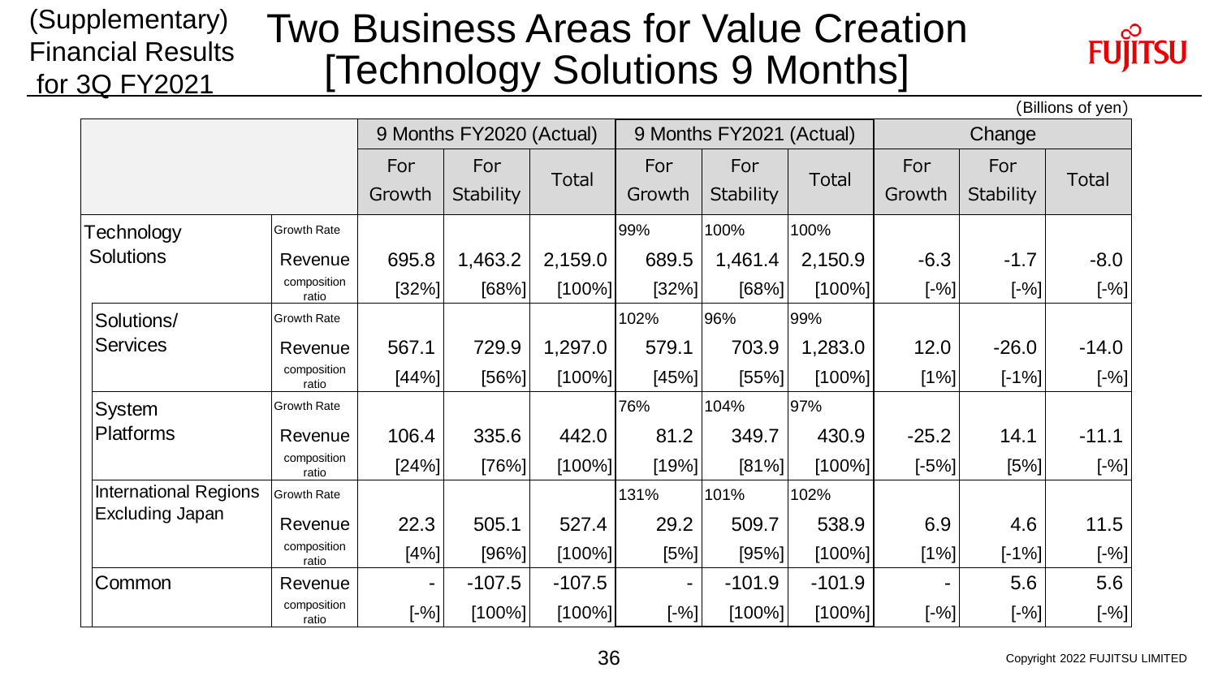(Supplementary) Financial Results for 3Q FY2021

# Two Business Areas for Value Creation [Technology Solutions 9 Months]

(Billions of yen)

| | | 9 Months FY2020 (Actual) | | | 9 Months FY2021 (Actual) | | | Change | | |
|---|---|---|---|---|---|---|---|---|---|---|
| | | For Growth | For Stability | Total | For Growth | For Stability | Total | For Growth | For Stability | Total |
| Technology Solutions | Growth Rate | | | | 99% | 100% | 100% | | | |
| | Revenue | 695.8 | 1,463.2 | 2,159.0 | 689.5 | 1,461.4 | 2,150.9 | -6.3 | -1.7 | -8.0 |
| | composition ratio | [32%] | [68%] | [100%] | [32%] | [68%] | [100%] | [-%] | [-%] | [-%] |
| Solutions/ Services | Growth Rate | | | | 102% | 96% | 99% | | | |
| | Revenue | 567.1 | 729.9 | 1,297.0 | 579.1 | 703.9 | 1,283.0 | 12.0 | -26.0 | -14.0 |
| | composition ratio | [44%] | [56%] | [100%] | [45%] | [55%] | [100%] | [1%] | [-1%] | [-%] |
| System Platforms | Growth Rate | | | | 76% | 104% | 97% | | | |
| | Revenue | 106.4 | 335.6 | 442.0 | 81.2 | 349.7 | 430.9 | -25.2 | 14.1 | -11.1 |
| | composition ratio | [24%] | [76%] | [100%] | [19%] | [81%] | [100%] | [-5%] | [5%] | [-%] |
| International Regions Excluding Japan | Growth Rate | | | | 131% | 101% | 102% | | | |
| | Revenue | 22.3 | 505.1 | 527.4 | 29.2 | 509.7 | 538.9 | 6.9 | 4.6 | 11.5 |
| | composition ratio | [4%] | [96%] | [100%] | [5%] | [95%] | [100%] | [1%] | [-1%] | [-%] |
| Common | Revenue | - | -107.5 | -107.5 | - | -101.9 | -101.9 | - | 5.6 | 5.6 |
| | composition ratio | [-%] | [100%] | [100%] | [-%] | [100%] | [100%] | [-%] | [-%] | [-%] |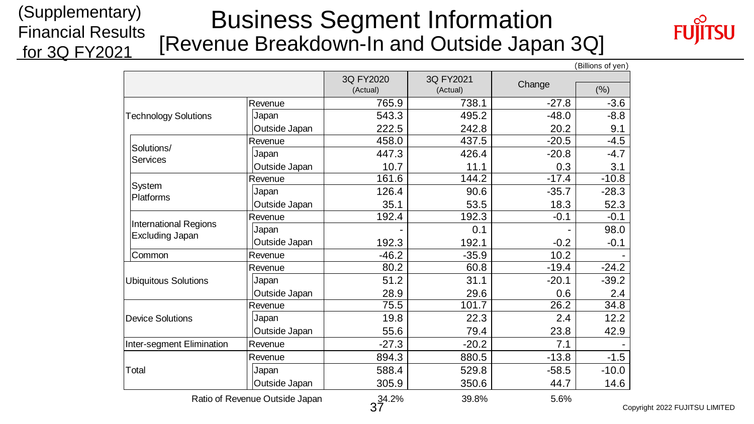(Supplementary) Financial Results for 3Q FY2021

# Business Segment Information [Revenue Breakdown-In and Outside Japan 3Q]

(Billions of yen)

| | | 3Q FY2020 (Actual) | 3Q FY2021 (Actual) | Change | (%) |
|---|---|---|---|---|---|
| Technology Solutions | Revenue | 765.9 | 738.1 | -27.8 | -3.6 |
| | Japan | 543.3 | 495.2 | -48.0 | -8.8 |
| | Outside Japan | 222.5 | 242.8 | 20.2 | 9.1 |
| Solutions/ Services | Revenue | 458.0 | 437.5 | -20.5 | -4.5 |
| | Japan | 447.3 | 426.4 | -20.8 | -4.7 |
| | Outside Japan | 10.7 | 11.1 | 0.3 | 3.1 |
| System Platforms | Revenue | 161.6 | 144.2 | -17.4 | -10.8 |
| | Japan | 126.4 | 90.6 | -35.7 | -28.3 |
| | Outside Japan | 35.1 | 53.5 | 18.3 | 52.3 |
| International Regions Excluding Japan | Revenue | 192.4 | 192.3 | -0.1 | -0.1 |
| | Japan | - | 0.1 | - | 98.0 |
| | Outside Japan | 192.3 | 192.1 | -0.2 | -0.1 |
| Common | Revenue | -46.2 | -35.9 | 10.2 | - |
| Ubiquitous Solutions | Revenue | 80.2 | 60.8 | -19.4 | -24.2 |
| | Japan | 51.2 | 31.1 | -20.1 | -39.2 |
| | Outside Japan | 28.9 | 29.6 | 0.6 | 2.4 |
| Device Solutions | Revenue | 75.5 | 101.7 | 26.2 | 34.8 |
| | Japan | 19.8 | 22.3 | 2.4 | 12.2 |
| | Outside Japan | 55.6 | 79.4 | 23.8 | 42.9 |
| Inter-segment Elimination | Revenue | -27.3 | -20.2 | 7.1 | - |
| Total | Revenue | 894.3 | 880.5 | -13.8 | -1.5 |
| | Japan | 588.4 | 529.8 | -58.5 | -10.0 |
| | Outside Japan | 305.9 | 350.6 | 44.7 | 14.6 |
| Ratio of Revenue Outside Japan | | 34.2% | 39.8% | 5.6% | |

Copyright 2022 FUJITSU LIMITED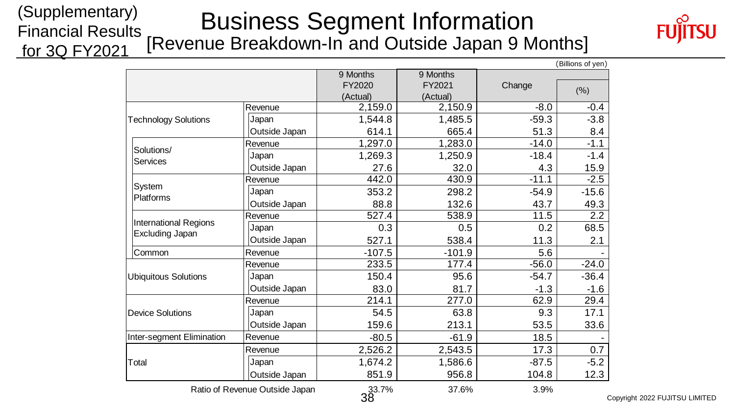(Supplementary) Financial Results for 3Q FY2021

# Business Segment Information

## [Revenue Breakdown-In and Outside Japan 9 Months]

(Billions of yen)

| | | 9 Months FY2020 (Actual) | 9 Months FY2021 (Actual) | Change | (%) |
|---|---|---|---|---|---|
| Technology Solutions | Revenue | 2,159.0 | 2,150.9 | -8.0 | -0.4 |
| | Japan | 1,544.8 | 1,485.5 | -59.3 | -3.8 |
| | Outside Japan | 614.1 | 665.4 | 51.3 | 8.4 |
| Solutions/ Services | Revenue | 1,297.0 | 1,283.0 | -14.0 | -1.1 |
| | Japan | 1,269.3 | 1,250.9 | -18.4 | -1.4 |
| | Outside Japan | 27.6 | 32.0 | 4.3 | 15.9 |
| System Platforms | Revenue | 442.0 | 430.9 | -11.1 | -2.5 |
| | Japan | 353.2 | 298.2 | -54.9 | -15.6 |
| | Outside Japan | 88.8 | 132.6 | 43.7 | 49.3 |
| International Regions Excluding Japan | Revenue | 527.4 | 538.9 | 11.5 | 2.2 |
| | Japan | 0.3 | 0.5 | 0.2 | 68.5 |
| | Outside Japan | 527.1 | 538.4 | 11.3 | 2.1 |
| Common | Revenue | -107.5 | -101.9 | 5.6 | - |
| Ubiquitous Solutions | Revenue | 233.5 | 177.4 | -56.0 | -24.0 |
| | Japan | 150.4 | 95.6 | -54.7 | -36.4 |
| | Outside Japan | 83.0 | 81.7 | -1.3 | -1.6 |
| Device Solutions | Revenue | 214.1 | 277.0 | 62.9 | 29.4 |
| | Japan | 54.5 | 63.8 | 9.3 | 17.1 |
| | Outside Japan | 159.6 | 213.1 | 53.5 | 33.6 |
| Inter-segment Elimination | Revenue | -80.5 | -61.9 | 18.5 | - |
| Total | Revenue | 2,526.2 | 2,543.5 | 17.3 | 0.7 |
| | Japan | 1,674.2 | 1,586.6 | -87.5 | -5.2 |
| | Outside Japan | 851.9 | 956.8 | 104.8 | 12.3 |
| Ratio of Revenue Outside Japan | | 33.7% | 37.6% | 3.9% | |

Copyright 2022 FUJITSU LIMITED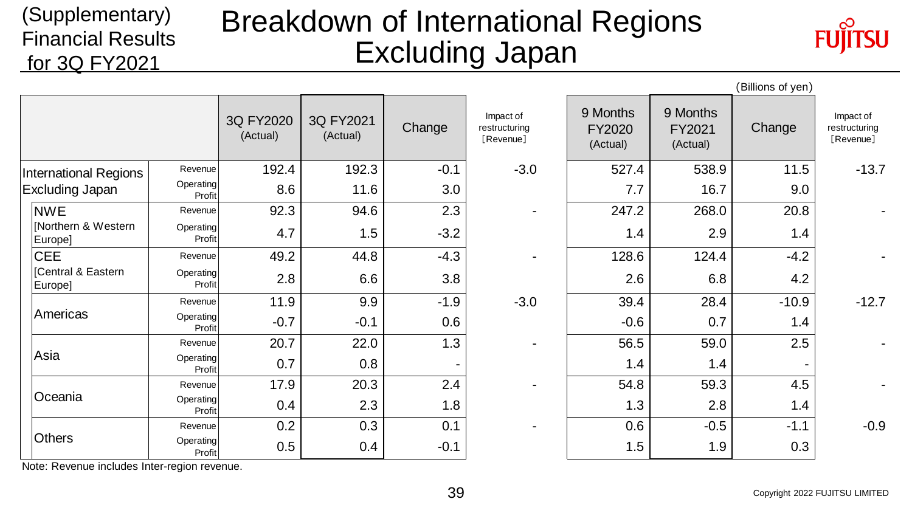(Supplementary) Financial Results for 3Q FY2021

# Breakdown of International Regions Excluding Japan

(Billions of yen)

| | | 3Q FY2020 (Actual) | 3Q FY2021 (Actual) | Change | Impact of restructuring [Revenue] | 9 Months FY2020 (Actual) | 9 Months FY2021 (Actual) | Change | Impact of restructuring [Revenue] |
|---|---|---|---|---|---|---|---|---|---|
| International Regions Excluding Japan | Revenue | 192.4 | 192.3 | -0.1 | -3.0 | 527.4 | 538.9 | 11.5 | -13.7 |
| | Operating Profit | 8.6 | 11.6 | 3.0 | | 7.7 | 16.7 | 9.0 | |
| NWE [Northern & Western Europe] | Revenue | 92.3 | 94.6 | 2.3 | - | 247.2 | 268.0 | 20.8 | - |
| | Operating Profit | 4.7 | 1.5 | -3.2 | | 1.4 | 2.9 | 1.4 | |
| CEE [Central & Eastern Europe] | Revenue | 49.2 | 44.8 | -4.3 | - | 128.6 | 124.4 | -4.2 | - |
| | Operating Profit | 2.8 | 6.6 | 3.8 | | 2.6 | 6.8 | 4.2 | |
| Americas | Revenue | 11.9 | 9.9 | -1.9 | -3.0 | 39.4 | 28.4 | -10.9 | -12.7 |
| | Operating Profit | -0.7 | -0.1 | 0.6 | | -0.6 | 0.7 | 1.4 | |
| Asia | Revenue | 20.7 | 22.0 | 1.3 | - | 56.5 | 59.0 | 2.5 | - |
| | Operating Profit | 0.7 | 0.8 | - | | 1.4 | 1.4 | - | |
| Oceania | Revenue | 17.9 | 20.3 | 2.4 | - | 54.8 | 59.3 | 4.5 | - |
| | Operating Profit | 0.4 | 2.3 | 1.8 | | 1.3 | 2.8 | 1.4 | |
| Others | Revenue | 0.2 | 0.3 | 0.1 | - | 0.6 | -0.5 | -1.1 | -0.9 |
| | Operating Profit | 0.5 | 0.4 | -0.1 | | 1.5 | 1.9 | 0.3 | |

Note: Revenue includes Inter-region revenue.

Copyright 2022 FUJITSU LIMITED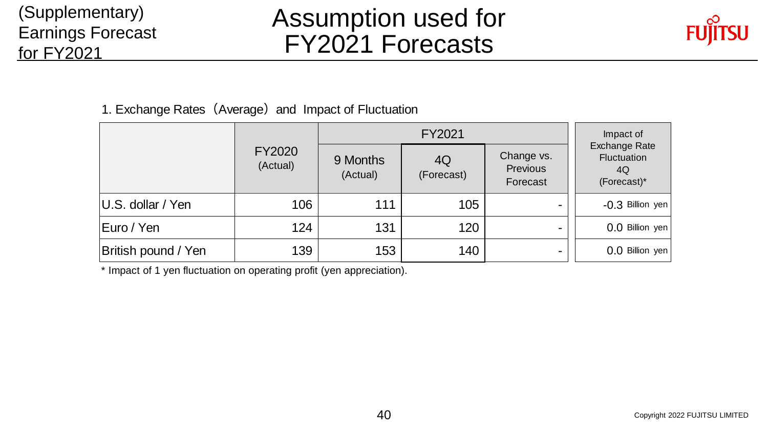(Supplementary) Earnings Forecast for FY2021

# Assumption used for FY2021 Forecasts

1. Exchange Rates（Average）and Impact of Fluctuation

| | FY2020 (Actual) | FY2021 | | | Impact of Exchange Rate Fluctuation 4Q (Forecast)* |
|---|---|---|---|---|---|
| | | 9 Months (Actual) | 4Q (Forecast) | Change vs. Previous Forecast | |
| U.S. dollar / Yen | 106 | 111 | 105 | - | -0.3 Billion yen |
| Euro / Yen | 124 | 131 | 120 | - | 0.0 Billion yen |
| British pound / Yen | 139 | 153 | 140 | - | 0.0 Billion yen |

* Impact of 1 yen fluctuation on operating profit (yen appreciation).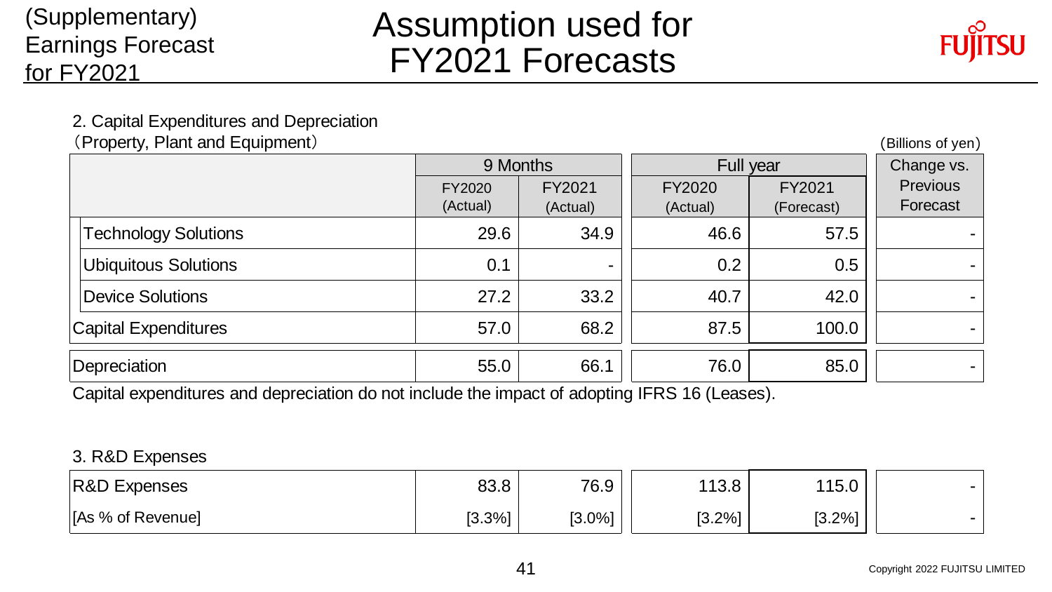(Supplementary) Earnings Forecast for FY2021

# Assumption used for FY2021 Forecasts

## 2. Capital Expenditures and Depreciation

（Property, Plant and Equipment）

(Billions of yen)

| | 9 Months | | Full year | | Change vs. Previous Forecast |
|---|---|---|---|---|---|
| | FY2020 (Actual) | FY2021 (Actual) | FY2020 (Actual) | FY2021 (Forecast) | |
| Technology Solutions | 29.6 | 34.9 | 46.6 | 57.5 | - |
| Ubiquitous Solutions | 0.1 | - | 0.2 | 0.5 | - |
| Device Solutions | 27.2 | 33.2 | 40.7 | 42.0 | - |
| Capital Expenditures | 57.0 | 68.2 | 87.5 | 100.0 | - |
| Depreciation | 55.0 | 66.1 | 76.0 | 85.0 | - |

Capital expenditures and depreciation do not include the impact of adopting IFRS 16 (Leases).

## 3. R&D Expenses

| | | | | | |
|---|---|---|---|---|---|
| R&D Expenses | 83.8 | 76.9 | 113.8 | 115.0 | - |
| [As % of Revenue] | [3.3%] | [3.0%] | [3.2%] | [3.2%] | - |

Copyright 2022 FUJITSU LIMITED